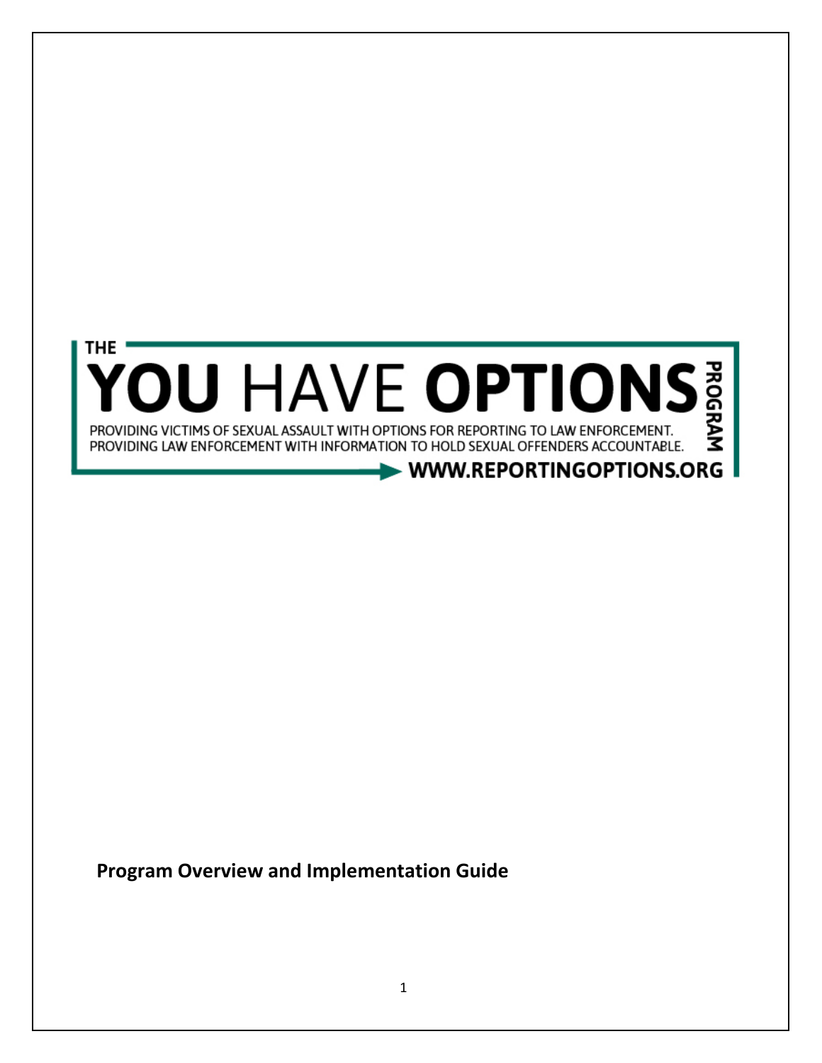THE

# YOU HAVE OPTIONS PROGRAM

PROVIDING VICTIMS OF SEXUAL ASSAULT WITH OPTIONS FOR REPORTING TO LAW ENFORCEMENT.
PROVIDING LAW ENFORCEMENT WITH INFORMATION TO HOLD SEXUAL OFFENDERS ACCOUNTABLE.

WWW.REPORTINGOPTIONS.ORG

**Program Overview and Implementation Guide**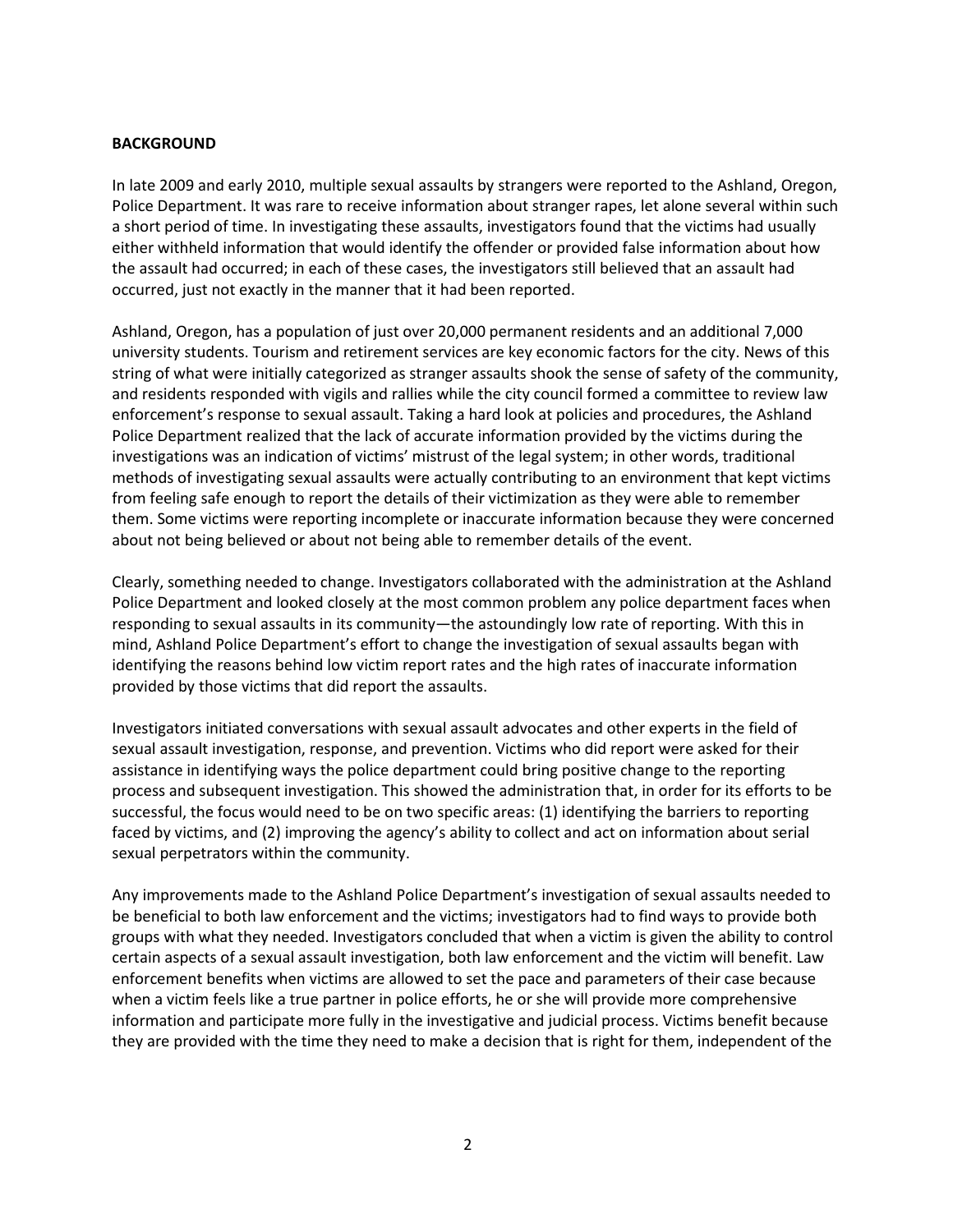**BACKGROUND**

In late 2009 and early 2010, multiple sexual assaults by strangers were reported to the Ashland, Oregon, Police Department. It was rare to receive information about stranger rapes, let alone several within such a short period of time. In investigating these assaults, investigators found that the victims had usually either withheld information that would identify the offender or provided false information about how the assault had occurred; in each of these cases, the investigators still believed that an assault had occurred, just not exactly in the manner that it had been reported.

Ashland, Oregon, has a population of just over 20,000 permanent residents and an additional 7,000 university students. Tourism and retirement services are key economic factors for the city. News of this string of what were initially categorized as stranger assaults shook the sense of safety of the community, and residents responded with vigils and rallies while the city council formed a committee to review law enforcement's response to sexual assault. Taking a hard look at policies and procedures, the Ashland Police Department realized that the lack of accurate information provided by the victims during the investigations was an indication of victims' mistrust of the legal system; in other words, traditional methods of investigating sexual assaults were actually contributing to an environment that kept victims from feeling safe enough to report the details of their victimization as they were able to remember them. Some victims were reporting incomplete or inaccurate information because they were concerned about not being believed or about not being able to remember details of the event.

Clearly, something needed to change. Investigators collaborated with the administration at the Ashland Police Department and looked closely at the most common problem any police department faces when responding to sexual assaults in its community—the astoundingly low rate of reporting. With this in mind, Ashland Police Department's effort to change the investigation of sexual assaults began with identifying the reasons behind low victim report rates and the high rates of inaccurate information provided by those victims that did report the assaults.

Investigators initiated conversations with sexual assault advocates and other experts in the field of sexual assault investigation, response, and prevention. Victims who did report were asked for their assistance in identifying ways the police department could bring positive change to the reporting process and subsequent investigation. This showed the administration that, in order for its efforts to be successful, the focus would need to be on two specific areas: (1) identifying the barriers to reporting faced by victims, and (2) improving the agency's ability to collect and act on information about serial sexual perpetrators within the community.

Any improvements made to the Ashland Police Department's investigation of sexual assaults needed to be beneficial to both law enforcement and the victims; investigators had to find ways to provide both groups with what they needed. Investigators concluded that when a victim is given the ability to control certain aspects of a sexual assault investigation, both law enforcement and the victim will benefit. Law enforcement benefits when victims are allowed to set the pace and parameters of their case because when a victim feels like a true partner in police efforts, he or she will provide more comprehensive information and participate more fully in the investigative and judicial process. Victims benefit because they are provided with the time they need to make a decision that is right for them, independent of the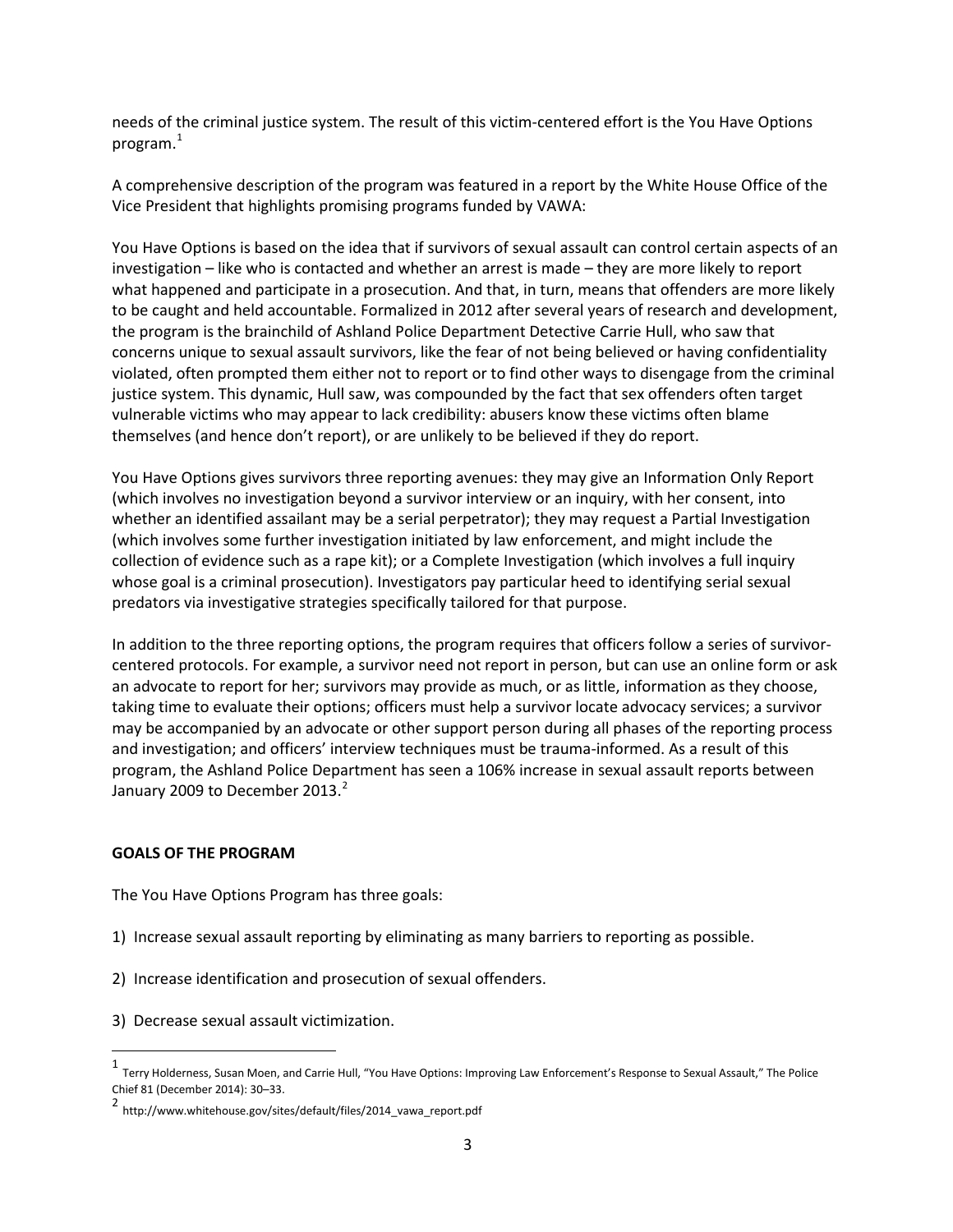needs of the criminal justice system. The result of this victim-centered effort is the You Have Options program.[1]

A comprehensive description of the program was featured in a report by the White House Office of the Vice President that highlights promising programs funded by VAWA:

You Have Options is based on the idea that if survivors of sexual assault can control certain aspects of an investigation – like who is contacted and whether an arrest is made – they are more likely to report what happened and participate in a prosecution. And that, in turn, means that offenders are more likely to be caught and held accountable. Formalized in 2012 after several years of research and development, the program is the brainchild of Ashland Police Department Detective Carrie Hull, who saw that concerns unique to sexual assault survivors, like the fear of not being believed or having confidentiality violated, often prompted them either not to report or to find other ways to disengage from the criminal justice system. This dynamic, Hull saw, was compounded by the fact that sex offenders often target vulnerable victims who may appear to lack credibility: abusers know these victims often blame themselves (and hence don't report), or are unlikely to be believed if they do report.

You Have Options gives survivors three reporting avenues: they may give an Information Only Report (which involves no investigation beyond a survivor interview or an inquiry, with her consent, into whether an identified assailant may be a serial perpetrator); they may request a Partial Investigation (which involves some further investigation initiated by law enforcement, and might include the collection of evidence such as a rape kit); or a Complete Investigation (which involves a full inquiry whose goal is a criminal prosecution). Investigators pay particular heed to identifying serial sexual predators via investigative strategies specifically tailored for that purpose.

In addition to the three reporting options, the program requires that officers follow a series of survivor-centered protocols. For example, a survivor need not report in person, but can use an online form or ask an advocate to report for her; survivors may provide as much, or as little, information as they choose, taking time to evaluate their options; officers must help a survivor locate advocacy services; a survivor may be accompanied by an advocate or other support person during all phases of the reporting process and investigation; and officers' interview techniques must be trauma-informed. As a result of this program, the Ashland Police Department has seen a 106% increase in sexual assault reports between January 2009 to December 2013.[2]

**GOALS OF THE PROGRAM**

The You Have Options Program has three goals:

1) Increase sexual assault reporting by eliminating as many barriers to reporting as possible.

2) Increase identification and prosecution of sexual offenders.

3) Decrease sexual assault victimization.

---

[1] Terry Holderness, Susan Moen, and Carrie Hull, "You Have Options: Improving Law Enforcement's Response to Sexual Assault," The Police Chief 81 (December 2014): 30–33.

[2] http://www.whitehouse.gov/sites/default/files/2014_vawa_report.pdf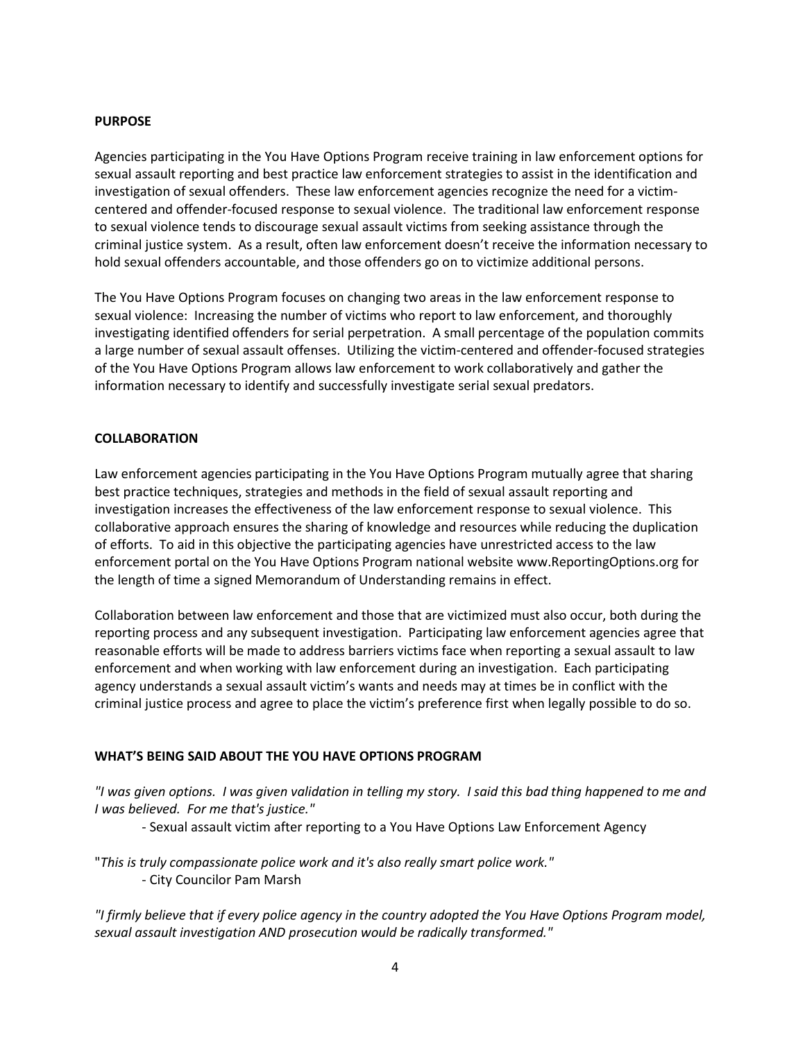**PURPOSE**

Agencies participating in the You Have Options Program receive training in law enforcement options for sexual assault reporting and best practice law enforcement strategies to assist in the identification and investigation of sexual offenders. These law enforcement agencies recognize the need for a victim-centered and offender-focused response to sexual violence. The traditional law enforcement response to sexual violence tends to discourage sexual assault victims from seeking assistance through the criminal justice system. As a result, often law enforcement doesn't receive the information necessary to hold sexual offenders accountable, and those offenders go on to victimize additional persons.

The You Have Options Program focuses on changing two areas in the law enforcement response to sexual violence: Increasing the number of victims who report to law enforcement, and thoroughly investigating identified offenders for serial perpetration. A small percentage of the population commits a large number of sexual assault offenses. Utilizing the victim-centered and offender-focused strategies of the You Have Options Program allows law enforcement to work collaboratively and gather the information necessary to identify and successfully investigate serial sexual predators.

**COLLABORATION**

Law enforcement agencies participating in the You Have Options Program mutually agree that sharing best practice techniques, strategies and methods in the field of sexual assault reporting and investigation increases the effectiveness of the law enforcement response to sexual violence. This collaborative approach ensures the sharing of knowledge and resources while reducing the duplication of efforts. To aid in this objective the participating agencies have unrestricted access to the law enforcement portal on the You Have Options Program national website www.ReportingOptions.org for the length of time a signed Memorandum of Understanding remains in effect.

Collaboration between law enforcement and those that are victimized must also occur, both during the reporting process and any subsequent investigation. Participating law enforcement agencies agree that reasonable efforts will be made to address barriers victims face when reporting a sexual assault to law enforcement and when working with law enforcement during an investigation. Each participating agency understands a sexual assault victim's wants and needs may at times be in conflict with the criminal justice process and agree to place the victim's preference first when legally possible to do so.

**WHAT'S BEING SAID ABOUT THE YOU HAVE OPTIONS PROGRAM**

*"I was given options. I was given validation in telling my story. I said this bad thing happened to me and I was believed. For me that's justice."*

- Sexual assault victim after reporting to a You Have Options Law Enforcement Agency

"*This is truly compassionate police work and it's also really smart police work."*

- City Councilor Pam Marsh

*"I firmly believe that if every police agency in the country adopted the You Have Options Program model, sexual assault investigation AND prosecution would be radically transformed."*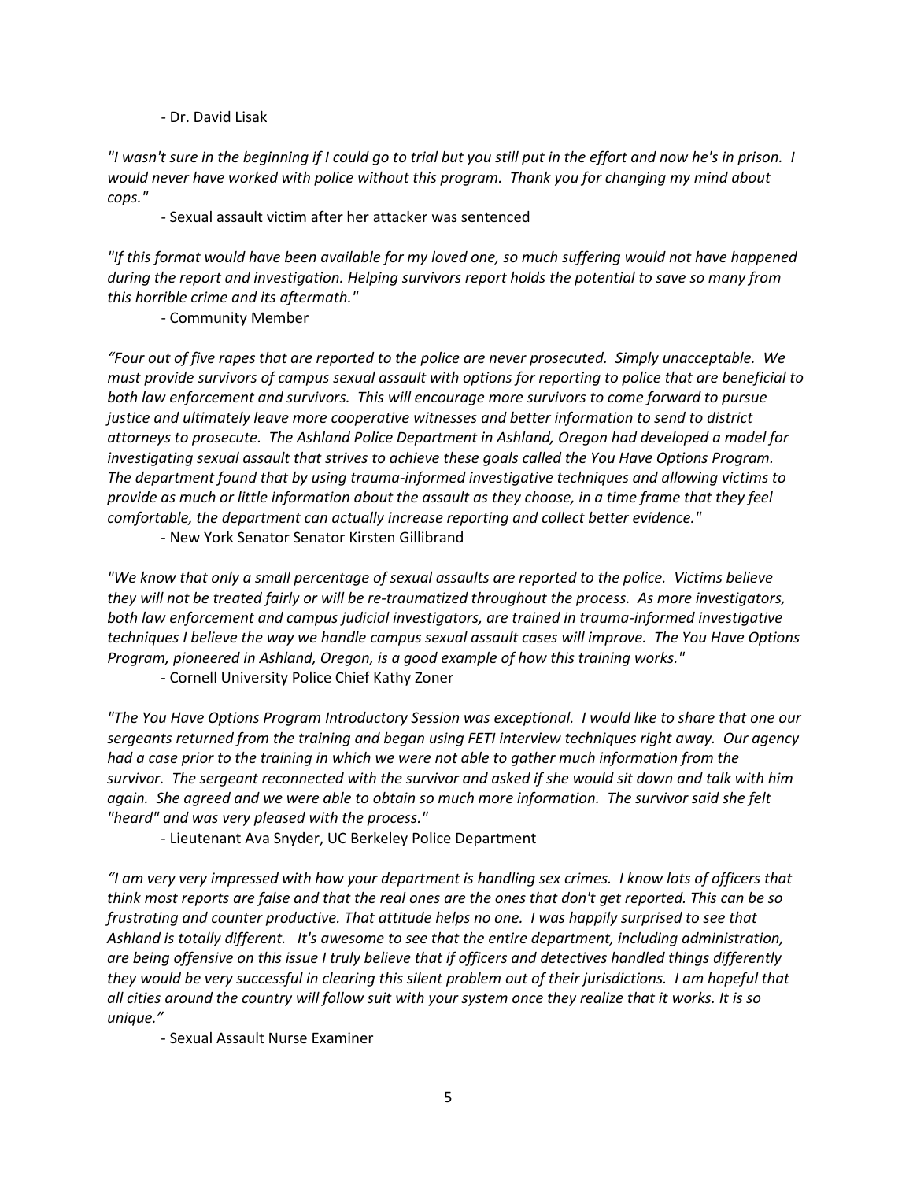- Dr. David Lisak

*"I wasn't sure in the beginning if I could go to trial but you still put in the effort and now he's in prison. I would never have worked with police without this program. Thank you for changing my mind about cops."*

- Sexual assault victim after her attacker was sentenced

*"If this format would have been available for my loved one, so much suffering would not have happened during the report and investigation. Helping survivors report holds the potential to save so many from this horrible crime and its aftermath."*

- Community Member

*"Four out of five rapes that are reported to the police are never prosecuted. Simply unacceptable. We must provide survivors of campus sexual assault with options for reporting to police that are beneficial to both law enforcement and survivors. This will encourage more survivors to come forward to pursue justice and ultimately leave more cooperative witnesses and better information to send to district attorneys to prosecute. The Ashland Police Department in Ashland, Oregon had developed a model for investigating sexual assault that strives to achieve these goals called the You Have Options Program. The department found that by using trauma-informed investigative techniques and allowing victims to provide as much or little information about the assault as they choose, in a time frame that they feel comfortable, the department can actually increase reporting and collect better evidence."*

- New York Senator Senator Kirsten Gillibrand

*"We know that only a small percentage of sexual assaults are reported to the police. Victims believe they will not be treated fairly or will be re-traumatized throughout the process. As more investigators, both law enforcement and campus judicial investigators, are trained in trauma-informed investigative techniques I believe the way we handle campus sexual assault cases will improve. The You Have Options Program, pioneered in Ashland, Oregon, is a good example of how this training works."*

- Cornell University Police Chief Kathy Zoner

*"The You Have Options Program Introductory Session was exceptional. I would like to share that one our sergeants returned from the training and began using FETI interview techniques right away. Our agency had a case prior to the training in which we were not able to gather much information from the survivor. The sergeant reconnected with the survivor and asked if she would sit down and talk with him again. She agreed and we were able to obtain so much more information. The survivor said she felt "heard" and was very pleased with the process."*

- Lieutenant Ava Snyder, UC Berkeley Police Department

*"I am very very impressed with how your department is handling sex crimes. I know lots of officers that think most reports are false and that the real ones are the ones that don't get reported. This can be so frustrating and counter productive. That attitude helps no one. I was happily surprised to see that Ashland is totally different. It's awesome to see that the entire department, including administration, are being offensive on this issue I truly believe that if officers and detectives handled things differently they would be very successful in clearing this silent problem out of their jurisdictions. I am hopeful that all cities around the country will follow suit with your system once they realize that it works. It is so unique."*

- Sexual Assault Nurse Examiner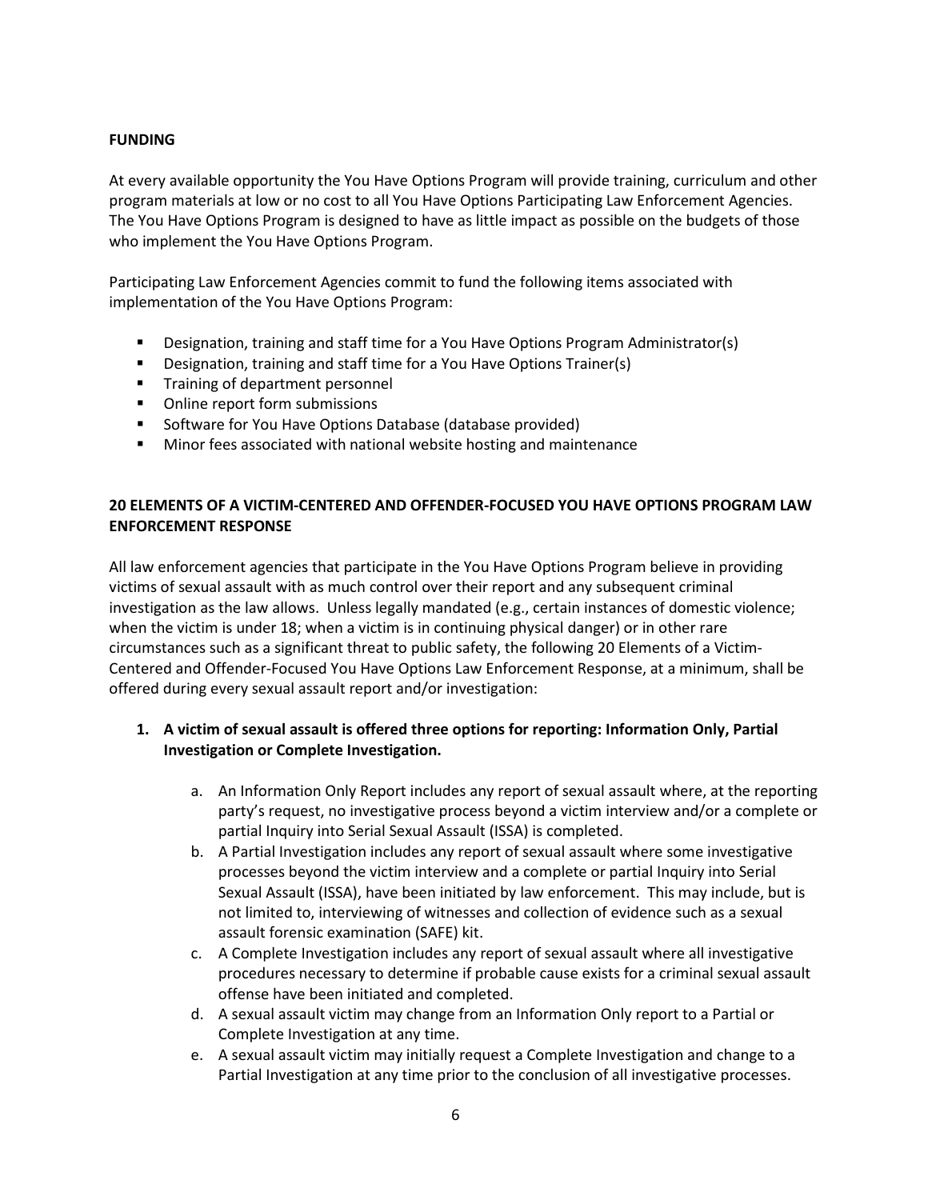**FUNDING**

At every available opportunity the You Have Options Program will provide training, curriculum and other program materials at low or no cost to all You Have Options Participating Law Enforcement Agencies. The You Have Options Program is designed to have as little impact as possible on the budgets of those who implement the You Have Options Program.

Participating Law Enforcement Agencies commit to fund the following items associated with implementation of the You Have Options Program:

- Designation, training and staff time for a You Have Options Program Administrator(s)
- Designation, training and staff time for a You Have Options Trainer(s)
- Training of department personnel
- Online report form submissions
- Software for You Have Options Database (database provided)
- Minor fees associated with national website hosting and maintenance

**20 ELEMENTS OF A VICTIM-CENTERED AND OFFENDER-FOCUSED YOU HAVE OPTIONS PROGRAM LAW ENFORCEMENT RESPONSE**

All law enforcement agencies that participate in the You Have Options Program believe in providing victims of sexual assault with as much control over their report and any subsequent criminal investigation as the law allows. Unless legally mandated (e.g., certain instances of domestic violence; when the victim is under 18; when a victim is in continuing physical danger) or in other rare circumstances such as a significant threat to public safety, the following 20 Elements of a Victim-Centered and Offender-Focused You Have Options Law Enforcement Response, at a minimum, shall be offered during every sexual assault report and/or investigation:

1. **A victim of sexual assault is offered three options for reporting: Information Only, Partial Investigation or Complete Investigation.**
    a. An Information Only Report includes any report of sexual assault where, at the reporting party's request, no investigative process beyond a victim interview and/or a complete or partial Inquiry into Serial Sexual Assault (ISSA) is completed.
    b. A Partial Investigation includes any report of sexual assault where some investigative processes beyond the victim interview and a complete or partial Inquiry into Serial Sexual Assault (ISSA), have been initiated by law enforcement. This may include, but is not limited to, interviewing of witnesses and collection of evidence such as a sexual assault forensic examination (SAFE) kit.
    c. A Complete Investigation includes any report of sexual assault where all investigative procedures necessary to determine if probable cause exists for a criminal sexual assault offense have been initiated and completed.
    d. A sexual assault victim may change from an Information Only report to a Partial or Complete Investigation at any time.
    e. A sexual assault victim may initially request a Complete Investigation and change to a Partial Investigation at any time prior to the conclusion of all investigative processes.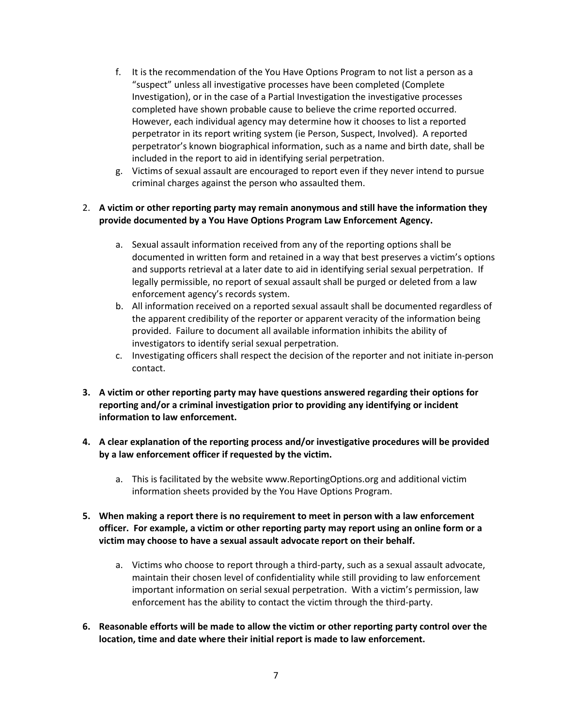f. It is the recommendation of the You Have Options Program to not list a person as a "suspect" unless all investigative processes have been completed (Complete Investigation), or in the case of a Partial Investigation the investigative processes completed have shown probable cause to believe the crime reported occurred. However, each individual agency may determine how it chooses to list a reported perpetrator in its report writing system (ie Person, Suspect, Involved). A reported perpetrator's known biographical information, such as a name and birth date, shall be included in the report to aid in identifying serial perpetration.
   g. Victims of sexual assault are encouraged to report even if they never intend to pursue criminal charges against the person who assaulted them.

2. **A victim or other reporting party may remain anonymous and still have the information they provide documented by a You Have Options Program Law Enforcement Agency.**

   a. Sexual assault information received from any of the reporting options shall be documented in written form and retained in a way that best preserves a victim's options and supports retrieval at a later date to aid in identifying serial sexual perpetration. If legally permissible, no report of sexual assault shall be purged or deleted from a law enforcement agency's records system.
   b. All information received on a reported sexual assault shall be documented regardless of the apparent credibility of the reporter or apparent veracity of the information being provided. Failure to document all available information inhibits the ability of investigators to identify serial sexual perpetration.
   c. Investigating officers shall respect the decision of the reporter and not initiate in-person contact.

3. **A victim or other reporting party may have questions answered regarding their options for reporting and/or a criminal investigation prior to providing any identifying or incident information to law enforcement.**

4. **A clear explanation of the reporting process and/or investigative procedures will be provided by a law enforcement officer if requested by the victim.**

   a. This is facilitated by the website www.ReportingOptions.org and additional victim information sheets provided by the You Have Options Program.

5. **When making a report there is no requirement to meet in person with a law enforcement officer. For example, a victim or other reporting party may report using an online form or a victim may choose to have a sexual assault advocate report on their behalf.**

   a. Victims who choose to report through a third-party, such as a sexual assault advocate, maintain their chosen level of confidentiality while still providing to law enforcement important information on serial sexual perpetration. With a victim's permission, law enforcement has the ability to contact the victim through the third-party.

6. **Reasonable efforts will be made to allow the victim or other reporting party control over the location, time and date where their initial report is made to law enforcement.**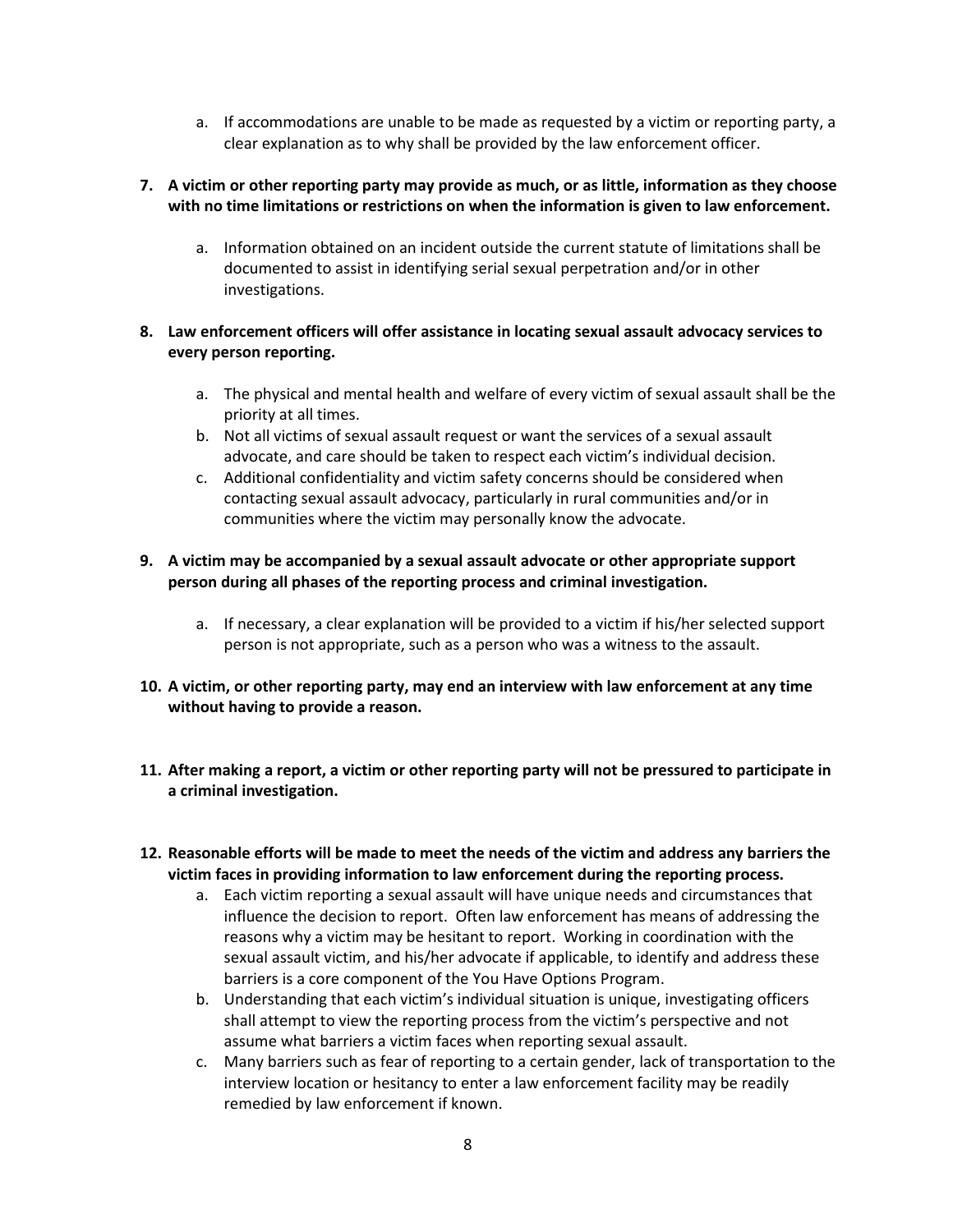a. If accommodations are unable to be made as requested by a victim or reporting party, a clear explanation as to why shall be provided by the law enforcement officer.

7. **A victim or other reporting party may provide as much, or as little, information as they choose with no time limitations or restrictions on when the information is given to law enforcement.**

   a. Information obtained on an incident outside the current statute of limitations shall be documented to assist in identifying serial sexual perpetration and/or in other investigations.

8. **Law enforcement officers will offer assistance in locating sexual assault advocacy services to every person reporting.**

   a. The physical and mental health and welfare of every victim of sexual assault shall be the priority at all times.
   b. Not all victims of sexual assault request or want the services of a sexual assault advocate, and care should be taken to respect each victim's individual decision.
   c. Additional confidentiality and victim safety concerns should be considered when contacting sexual assault advocacy, particularly in rural communities and/or in communities where the victim may personally know the advocate.

9. **A victim may be accompanied by a sexual assault advocate or other appropriate support person during all phases of the reporting process and criminal investigation.**

   a. If necessary, a clear explanation will be provided to a victim if his/her selected support person is not appropriate, such as a person who was a witness to the assault.

10. **A victim, or other reporting party, may end an interview with law enforcement at any time without having to provide a reason.**

11. **After making a report, a victim or other reporting party will not be pressured to participate in a criminal investigation.**

12. **Reasonable efforts will be made to meet the needs of the victim and address any barriers the victim faces in providing information to law enforcement during the reporting process.**
    a. Each victim reporting a sexual assault will have unique needs and circumstances that influence the decision to report. Often law enforcement has means of addressing the reasons why a victim may be hesitant to report. Working in coordination with the sexual assault victim, and his/her advocate if applicable, to identify and address these barriers is a core component of the You Have Options Program.
    b. Understanding that each victim's individual situation is unique, investigating officers shall attempt to view the reporting process from the victim's perspective and not assume what barriers a victim faces when reporting sexual assault.
    c. Many barriers such as fear of reporting to a certain gender, lack of transportation to the interview location or hesitancy to enter a law enforcement facility may be readily remedied by law enforcement if known.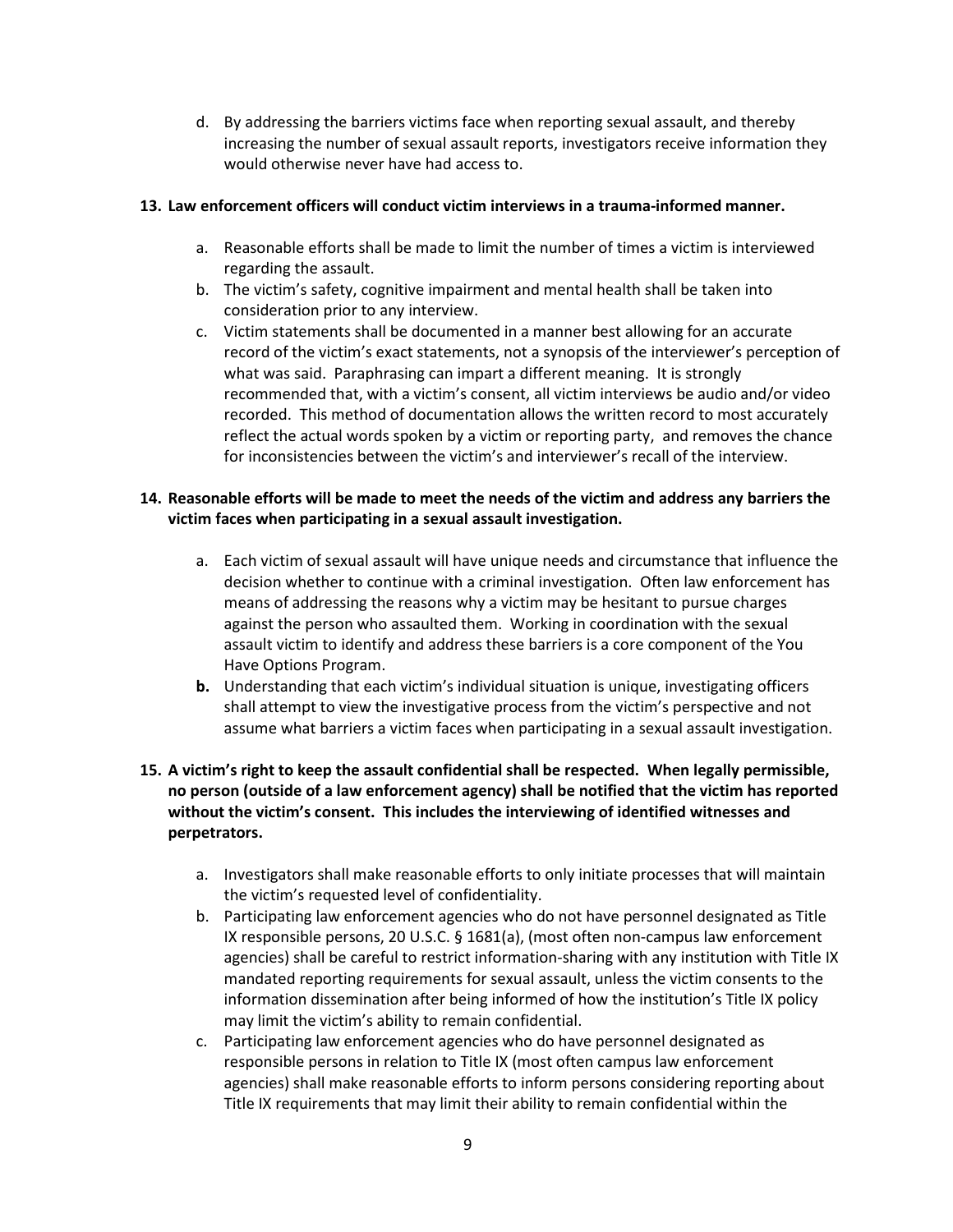d. By addressing the barriers victims face when reporting sexual assault, and thereby increasing the number of sexual assault reports, investigators receive information they would otherwise never have had access to.

**13. Law enforcement officers will conduct victim interviews in a trauma-informed manner.**

a. Reasonable efforts shall be made to limit the number of times a victim is interviewed regarding the assault.
b. The victim's safety, cognitive impairment and mental health shall be taken into consideration prior to any interview.
c. Victim statements shall be documented in a manner best allowing for an accurate record of the victim's exact statements, not a synopsis of the interviewer's perception of what was said. Paraphrasing can impart a different meaning. It is strongly recommended that, with a victim's consent, all victim interviews be audio and/or video recorded. This method of documentation allows the written record to most accurately reflect the actual words spoken by a victim or reporting party, and removes the chance for inconsistencies between the victim's and interviewer's recall of the interview.

**14. Reasonable efforts will be made to meet the needs of the victim and address any barriers the victim faces when participating in a sexual assault investigation.**

a. Each victim of sexual assault will have unique needs and circumstance that influence the decision whether to continue with a criminal investigation. Often law enforcement has means of addressing the reasons why a victim may be hesitant to pursue charges against the person who assaulted them. Working in coordination with the sexual assault victim to identify and address these barriers is a core component of the You Have Options Program.
**b.** Understanding that each victim's individual situation is unique, investigating officers shall attempt to view the investigative process from the victim's perspective and not assume what barriers a victim faces when participating in a sexual assault investigation.

**15. A victim's right to keep the assault confidential shall be respected. When legally permissible, no person (outside of a law enforcement agency) shall be notified that the victim has reported without the victim's consent. This includes the interviewing of identified witnesses and perpetrators.**

a. Investigators shall make reasonable efforts to only initiate processes that will maintain the victim's requested level of confidentiality.
b. Participating law enforcement agencies who do not have personnel designated as Title IX responsible persons, 20 U.S.C. § 1681(a), (most often non-campus law enforcement agencies) shall be careful to restrict information-sharing with any institution with Title IX mandated reporting requirements for sexual assault, unless the victim consents to the information dissemination after being informed of how the institution's Title IX policy may limit the victim's ability to remain confidential.
c. Participating law enforcement agencies who do have personnel designated as responsible persons in relation to Title IX (most often campus law enforcement agencies) shall make reasonable efforts to inform persons considering reporting about Title IX requirements that may limit their ability to remain confidential within the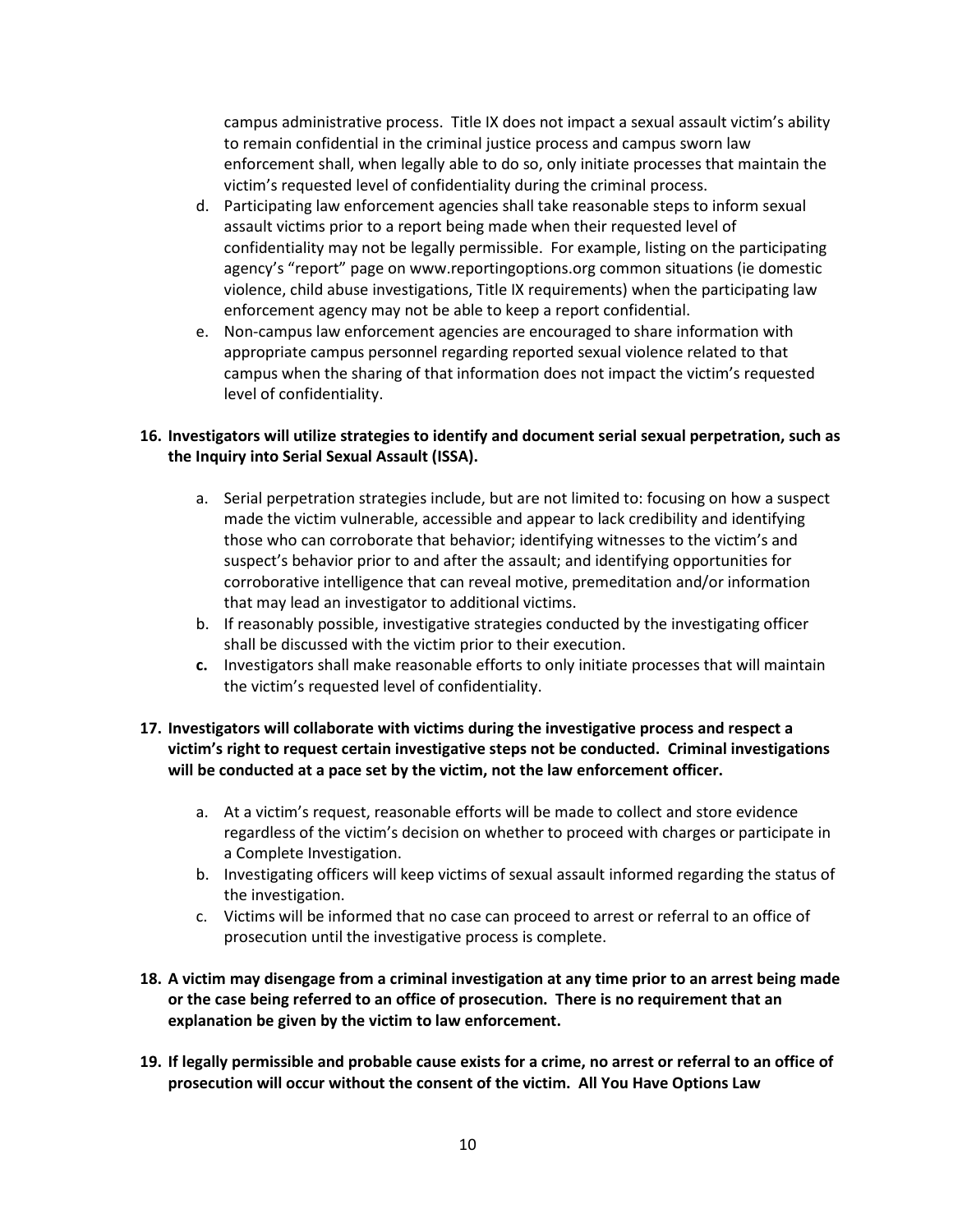campus administrative process. Title IX does not impact a sexual assault victim's ability to remain confidential in the criminal justice process and campus sworn law enforcement shall, when legally able to do so, only initiate processes that maintain the victim's requested level of confidentiality during the criminal process.

d. Participating law enforcement agencies shall take reasonable steps to inform sexual assault victims prior to a report being made when their requested level of confidentiality may not be legally permissible. For example, listing on the participating agency's "report" page on www.reportingoptions.org common situations (ie domestic violence, child abuse investigations, Title IX requirements) when the participating law enforcement agency may not be able to keep a report confidential.

e. Non-campus law enforcement agencies are encouraged to share information with appropriate campus personnel regarding reported sexual violence related to that campus when the sharing of that information does not impact the victim's requested level of confidentiality.

**16. Investigators will utilize strategies to identify and document serial sexual perpetration, such as the Inquiry into Serial Sexual Assault (ISSA).**

a. Serial perpetration strategies include, but are not limited to: focusing on how a suspect made the victim vulnerable, accessible and appear to lack credibility and identifying those who can corroborate that behavior; identifying witnesses to the victim's and suspect's behavior prior to and after the assault; and identifying opportunities for corroborative intelligence that can reveal motive, premeditation and/or information that may lead an investigator to additional victims.

b. If reasonably possible, investigative strategies conducted by the investigating officer shall be discussed with the victim prior to their execution.

**c.** Investigators shall make reasonable efforts to only initiate processes that will maintain the victim's requested level of confidentiality.

**17. Investigators will collaborate with victims during the investigative process and respect a victim's right to request certain investigative steps not be conducted. Criminal investigations will be conducted at a pace set by the victim, not the law enforcement officer.**

a. At a victim's request, reasonable efforts will be made to collect and store evidence regardless of the victim's decision on whether to proceed with charges or participate in a Complete Investigation.

b. Investigating officers will keep victims of sexual assault informed regarding the status of the investigation.

c. Victims will be informed that no case can proceed to arrest or referral to an office of prosecution until the investigative process is complete.

**18. A victim may disengage from a criminal investigation at any time prior to an arrest being made or the case being referred to an office of prosecution. There is no requirement that an explanation be given by the victim to law enforcement.**

**19. If legally permissible and probable cause exists for a crime, no arrest or referral to an office of prosecution will occur without the consent of the victim. All You Have Options Law**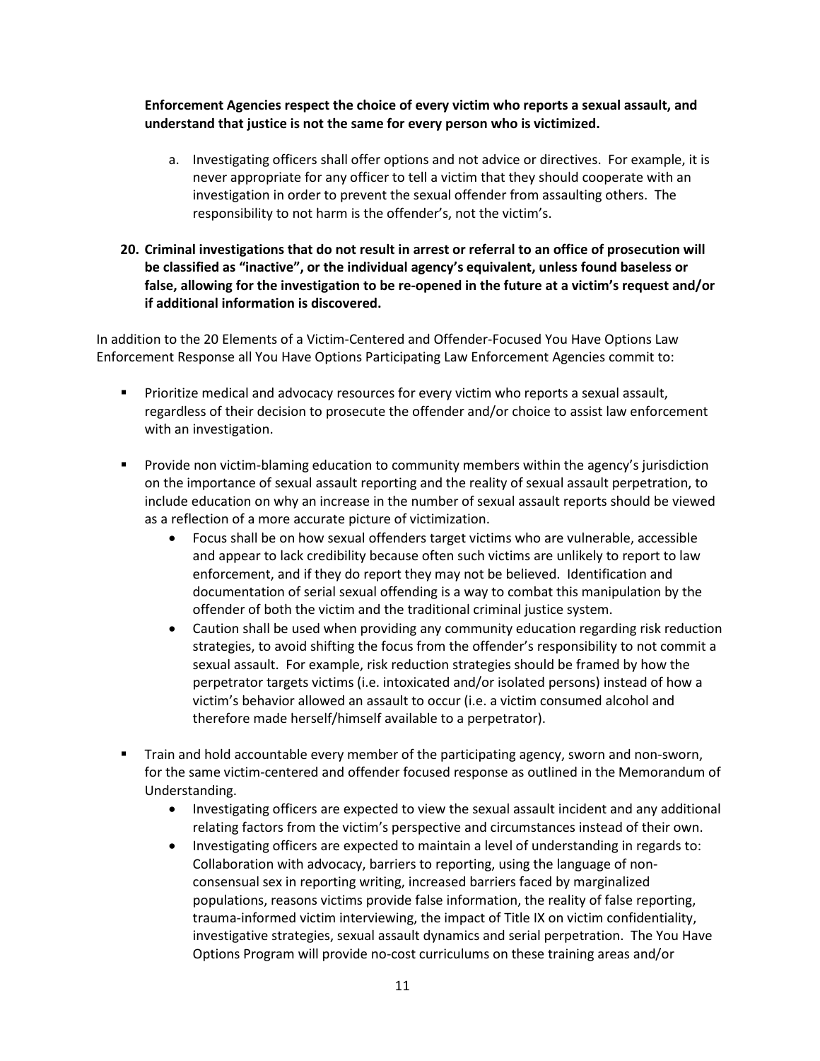**Enforcement Agencies respect the choice of every victim who reports a sexual assault, and understand that justice is not the same for every person who is victimized.**

   a. Investigating officers shall offer options and not advice or directives. For example, it is never appropriate for any officer to tell a victim that they should cooperate with an investigation in order to prevent the sexual offender from assaulting others. The responsibility to not harm is the offender's, not the victim's.

20. **Criminal investigations that do not result in arrest or referral to an office of prosecution will be classified as "inactive", or the individual agency's equivalent, unless found baseless or false, allowing for the investigation to be re-opened in the future at a victim's request and/or if additional information is discovered.**

In addition to the 20 Elements of a Victim-Centered and Offender-Focused You Have Options Law Enforcement Response all You Have Options Participating Law Enforcement Agencies commit to:

- Prioritize medical and advocacy resources for every victim who reports a sexual assault, regardless of their decision to prosecute the offender and/or choice to assist law enforcement with an investigation.

- Provide non victim-blaming education to community members within the agency's jurisdiction on the importance of sexual assault reporting and the reality of sexual assault perpetration, to include education on why an increase in the number of sexual assault reports should be viewed as a reflection of a more accurate picture of victimization.
    - Focus shall be on how sexual offenders target victims who are vulnerable, accessible and appear to lack credibility because often such victims are unlikely to report to law enforcement, and if they do report they may not be believed. Identification and documentation of serial sexual offending is a way to combat this manipulation by the offender of both the victim and the traditional criminal justice system.
    - Caution shall be used when providing any community education regarding risk reduction strategies, to avoid shifting the focus from the offender's responsibility to not commit a sexual assault. For example, risk reduction strategies should be framed by how the perpetrator targets victims (i.e. intoxicated and/or isolated persons) instead of how a victim's behavior allowed an assault to occur (i.e. a victim consumed alcohol and therefore made herself/himself available to a perpetrator).

- Train and hold accountable every member of the participating agency, sworn and non-sworn, for the same victim-centered and offender focused response as outlined in the Memorandum of Understanding.
    - Investigating officers are expected to view the sexual assault incident and any additional relating factors from the victim's perspective and circumstances instead of their own.
    - Investigating officers are expected to maintain a level of understanding in regards to: Collaboration with advocacy, barriers to reporting, using the language of non-consensual sex in reporting writing, increased barriers faced by marginalized populations, reasons victims provide false information, the reality of false reporting, trauma-informed victim interviewing, the impact of Title IX on victim confidentiality, investigative strategies, sexual assault dynamics and serial perpetration. The You Have Options Program will provide no-cost curriculums on these training areas and/or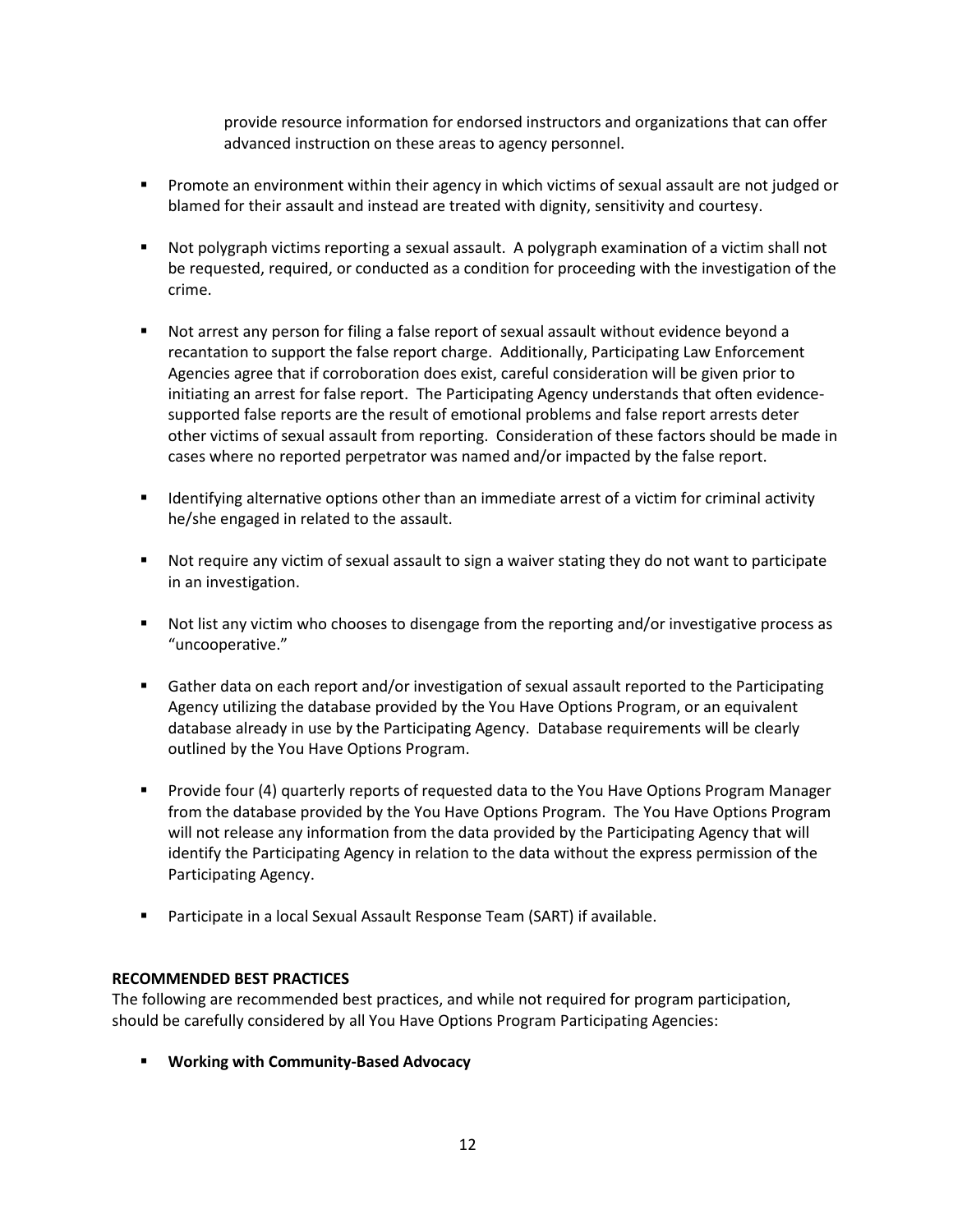provide resource information for endorsed instructors and organizations that can offer advanced instruction on these areas to agency personnel.

- Promote an environment within their agency in which victims of sexual assault are not judged or blamed for their assault and instead are treated with dignity, sensitivity and courtesy.

- Not polygraph victims reporting a sexual assault. A polygraph examination of a victim shall not be requested, required, or conducted as a condition for proceeding with the investigation of the crime.

- Not arrest any person for filing a false report of sexual assault without evidence beyond a recantation to support the false report charge. Additionally, Participating Law Enforcement Agencies agree that if corroboration does exist, careful consideration will be given prior to initiating an arrest for false report. The Participating Agency understands that often evidence-supported false reports are the result of emotional problems and false report arrests deter other victims of sexual assault from reporting. Consideration of these factors should be made in cases where no reported perpetrator was named and/or impacted by the false report.

- Identifying alternative options other than an immediate arrest of a victim for criminal activity he/she engaged in related to the assault.

- Not require any victim of sexual assault to sign a waiver stating they do not want to participate in an investigation.

- Not list any victim who chooses to disengage from the reporting and/or investigative process as "uncooperative."

- Gather data on each report and/or investigation of sexual assault reported to the Participating Agency utilizing the database provided by the You Have Options Program, or an equivalent database already in use by the Participating Agency. Database requirements will be clearly outlined by the You Have Options Program.

- Provide four (4) quarterly reports of requested data to the You Have Options Program Manager from the database provided by the You Have Options Program. The You Have Options Program will not release any information from the data provided by the Participating Agency that will identify the Participating Agency in relation to the data without the express permission of the Participating Agency.

- Participate in a local Sexual Assault Response Team (SART) if available.

**RECOMMENDED BEST PRACTICES**

The following are recommended best practices, and while not required for program participation, should be carefully considered by all You Have Options Program Participating Agencies:

- **Working with Community-Based Advocacy**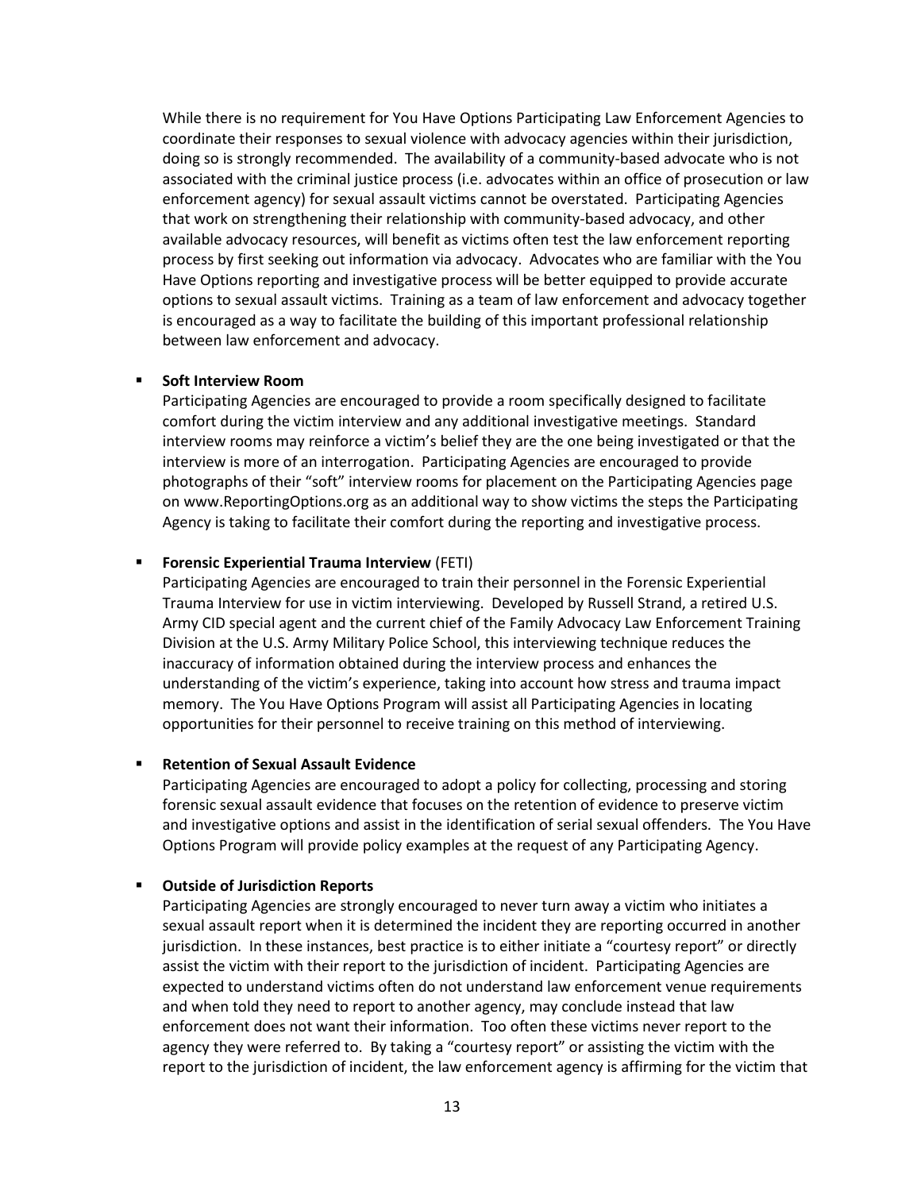While there is no requirement for You Have Options Participating Law Enforcement Agencies to coordinate their responses to sexual violence with advocacy agencies within their jurisdiction, doing so is strongly recommended. The availability of a community-based advocate who is not associated with the criminal justice process (i.e. advocates within an office of prosecution or law enforcement agency) for sexual assault victims cannot be overstated. Participating Agencies that work on strengthening their relationship with community-based advocacy, and other available advocacy resources, will benefit as victims often test the law enforcement reporting process by first seeking out information via advocacy. Advocates who are familiar with the You Have Options reporting and investigative process will be better equipped to provide accurate options to sexual assault victims. Training as a team of law enforcement and advocacy together is encouraged as a way to facilitate the building of this important professional relationship between law enforcement and advocacy.

- **Soft Interview Room**
  Participating Agencies are encouraged to provide a room specifically designed to facilitate comfort during the victim interview and any additional investigative meetings. Standard interview rooms may reinforce a victim's belief they are the one being investigated or that the interview is more of an interrogation. Participating Agencies are encouraged to provide photographs of their "soft" interview rooms for placement on the Participating Agencies page on www.ReportingOptions.org as an additional way to show victims the steps the Participating Agency is taking to facilitate their comfort during the reporting and investigative process.

- **Forensic Experiential Trauma Interview** (FETI)
  Participating Agencies are encouraged to train their personnel in the Forensic Experiential Trauma Interview for use in victim interviewing. Developed by Russell Strand, a retired U.S. Army CID special agent and the current chief of the Family Advocacy Law Enforcement Training Division at the U.S. Army Military Police School, this interviewing technique reduces the inaccuracy of information obtained during the interview process and enhances the understanding of the victim's experience, taking into account how stress and trauma impact memory. The You Have Options Program will assist all Participating Agencies in locating opportunities for their personnel to receive training on this method of interviewing.

- **Retention of Sexual Assault Evidence**
  Participating Agencies are encouraged to adopt a policy for collecting, processing and storing forensic sexual assault evidence that focuses on the retention of evidence to preserve victim and investigative options and assist in the identification of serial sexual offenders. The You Have Options Program will provide policy examples at the request of any Participating Agency.

- **Outside of Jurisdiction Reports**
  Participating Agencies are strongly encouraged to never turn away a victim who initiates a sexual assault report when it is determined the incident they are reporting occurred in another jurisdiction. In these instances, best practice is to either initiate a "courtesy report" or directly assist the victim with their report to the jurisdiction of incident. Participating Agencies are expected to understand victims often do not understand law enforcement venue requirements and when told they need to report to another agency, may conclude instead that law enforcement does not want their information. Too often these victims never report to the agency they were referred to. By taking a "courtesy report" or assisting the victim with the report to the jurisdiction of incident, the law enforcement agency is affirming for the victim that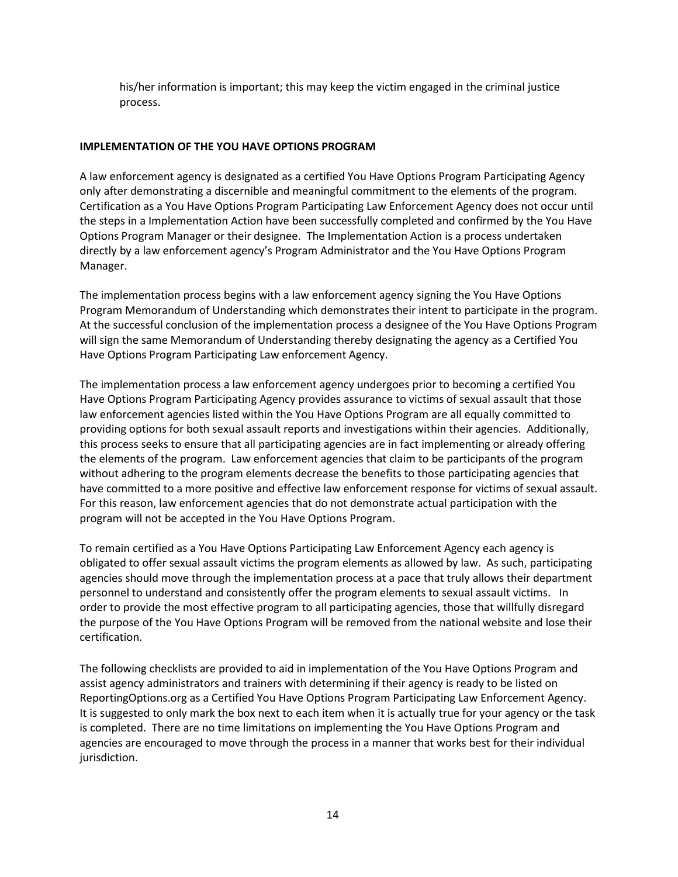his/her information is important; this may keep the victim engaged in the criminal justice process.

**IMPLEMENTATION OF THE YOU HAVE OPTIONS PROGRAM**

A law enforcement agency is designated as a certified You Have Options Program Participating Agency only after demonstrating a discernible and meaningful commitment to the elements of the program. Certification as a You Have Options Program Participating Law Enforcement Agency does not occur until the steps in a Implementation Action have been successfully completed and confirmed by the You Have Options Program Manager or their designee. The Implementation Action is a process undertaken directly by a law enforcement agency's Program Administrator and the You Have Options Program Manager.

The implementation process begins with a law enforcement agency signing the You Have Options Program Memorandum of Understanding which demonstrates their intent to participate in the program. At the successful conclusion of the implementation process a designee of the You Have Options Program will sign the same Memorandum of Understanding thereby designating the agency as a Certified You Have Options Program Participating Law enforcement Agency.

The implementation process a law enforcement agency undergoes prior to becoming a certified You Have Options Program Participating Agency provides assurance to victims of sexual assault that those law enforcement agencies listed within the You Have Options Program are all equally committed to providing options for both sexual assault reports and investigations within their agencies. Additionally, this process seeks to ensure that all participating agencies are in fact implementing or already offering the elements of the program. Law enforcement agencies that claim to be participants of the program without adhering to the program elements decrease the benefits to those participating agencies that have committed to a more positive and effective law enforcement response for victims of sexual assault. For this reason, law enforcement agencies that do not demonstrate actual participation with the program will not be accepted in the You Have Options Program.

To remain certified as a You Have Options Participating Law Enforcement Agency each agency is obligated to offer sexual assault victims the program elements as allowed by law. As such, participating agencies should move through the implementation process at a pace that truly allows their department personnel to understand and consistently offer the program elements to sexual assault victims. In order to provide the most effective program to all participating agencies, those that willfully disregard the purpose of the You Have Options Program will be removed from the national website and lose their certification.

The following checklists are provided to aid in implementation of the You Have Options Program and assist agency administrators and trainers with determining if their agency is ready to be listed on ReportingOptions.org as a Certified You Have Options Program Participating Law Enforcement Agency. It is suggested to only mark the box next to each item when it is actually true for your agency or the task is completed. There are no time limitations on implementing the You Have Options Program and agencies are encouraged to move through the process in a manner that works best for their individual jurisdiction.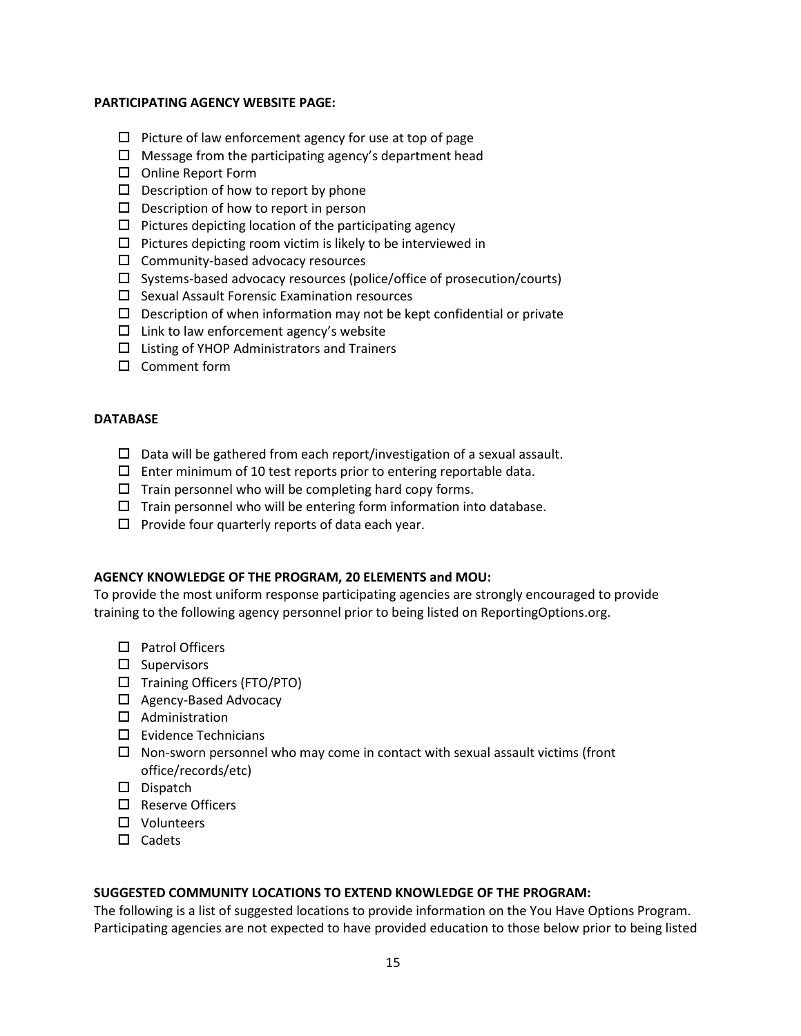**PARTICIPATING AGENCY WEBSITE PAGE:**

- ☐ Picture of law enforcement agency for use at top of page
- ☐ Message from the participating agency's department head
- ☐ Online Report Form
- ☐ Description of how to report by phone
- ☐ Description of how to report in person
- ☐ Pictures depicting location of the participating agency
- ☐ Pictures depicting room victim is likely to be interviewed in
- ☐ Community-based advocacy resources
- ☐ Systems-based advocacy resources (police/office of prosecution/courts)
- ☐ Sexual Assault Forensic Examination resources
- ☐ Description of when information may not be kept confidential or private
- ☐ Link to law enforcement agency's website
- ☐ Listing of YHOP Administrators and Trainers
- ☐ Comment form

**DATABASE**

- ☐ Data will be gathered from each report/investigation of a sexual assault.
- ☐ Enter minimum of 10 test reports prior to entering reportable data.
- ☐ Train personnel who will be completing hard copy forms.
- ☐ Train personnel who will be entering form information into database.
- ☐ Provide four quarterly reports of data each year.

**AGENCY KNOWLEDGE OF THE PROGRAM, 20 ELEMENTS and MOU:**

To provide the most uniform response participating agencies are strongly encouraged to provide training to the following agency personnel prior to being listed on ReportingOptions.org.

- ☐ Patrol Officers
- ☐ Supervisors
- ☐ Training Officers (FTO/PTO)
- ☐ Agency-Based Advocacy
- ☐ Administration
- ☐ Evidence Technicians
- ☐ Non-sworn personnel who may come in contact with sexual assault victims (front office/records/etc)
- ☐ Dispatch
- ☐ Reserve Officers
- ☐ Volunteers
- ☐ Cadets

**SUGGESTED COMMUNITY LOCATIONS TO EXTEND KNOWLEDGE OF THE PROGRAM:**

The following is a list of suggested locations to provide information on the You Have Options Program. Participating agencies are not expected to have provided education to those below prior to being listed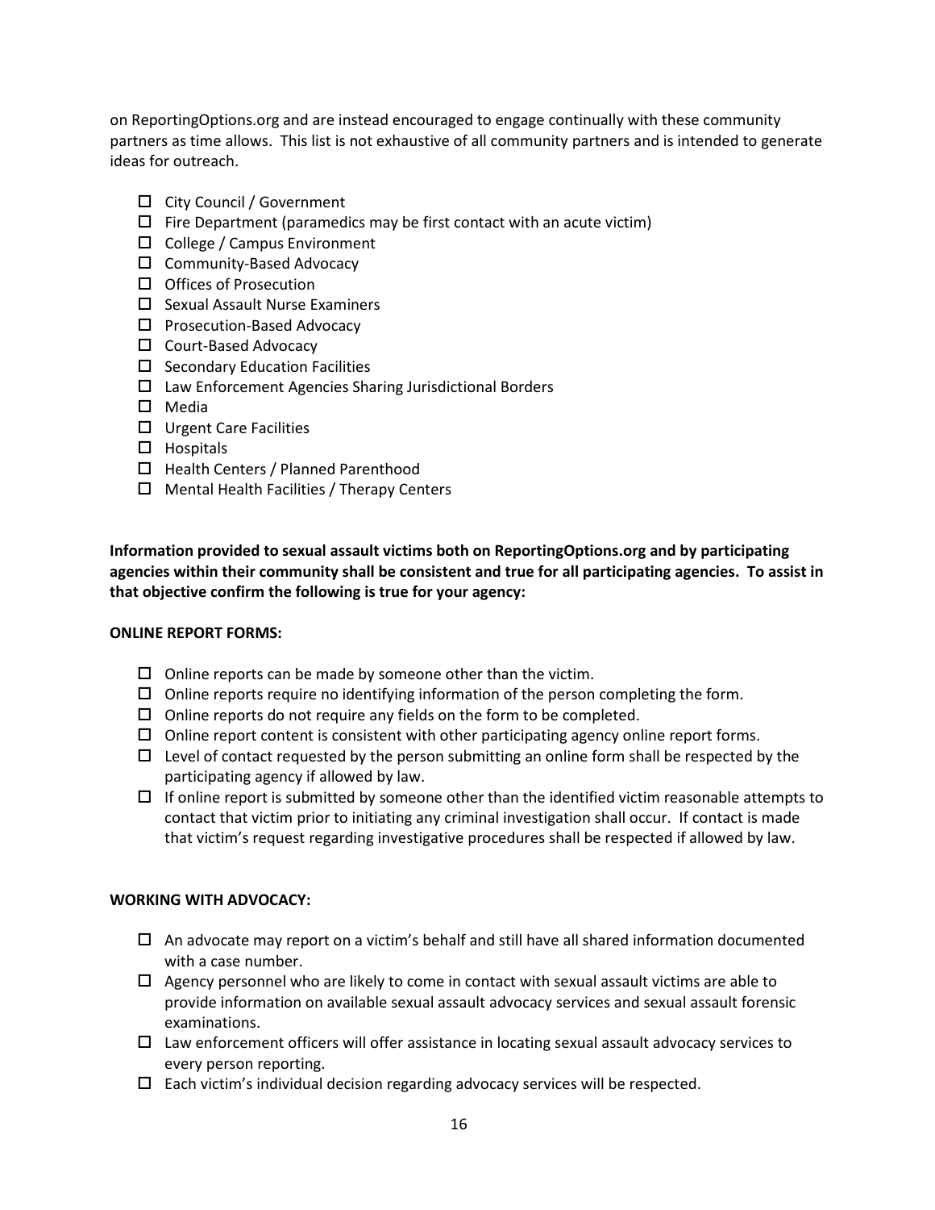on ReportingOptions.org and are instead encouraged to engage continually with these community partners as time allows. This list is not exhaustive of all community partners and is intended to generate ideas for outreach.

- ☐ City Council / Government
- ☐ Fire Department (paramedics may be first contact with an acute victim)
- ☐ College / Campus Environment
- ☐ Community-Based Advocacy
- ☐ Offices of Prosecution
- ☐ Sexual Assault Nurse Examiners
- ☐ Prosecution-Based Advocacy
- ☐ Court-Based Advocacy
- ☐ Secondary Education Facilities
- ☐ Law Enforcement Agencies Sharing Jurisdictional Borders
- ☐ Media
- ☐ Urgent Care Facilities
- ☐ Hospitals
- ☐ Health Centers / Planned Parenthood
- ☐ Mental Health Facilities / Therapy Centers

**Information provided to sexual assault victims both on ReportingOptions.org and by participating agencies within their community shall be consistent and true for all participating agencies. To assist in that objective confirm the following is true for your agency:**

**ONLINE REPORT FORMS:**

- ☐ Online reports can be made by someone other than the victim.
- ☐ Online reports require no identifying information of the person completing the form.
- ☐ Online reports do not require any fields on the form to be completed.
- ☐ Online report content is consistent with other participating agency online report forms.
- ☐ Level of contact requested by the person submitting an online form shall be respected by the participating agency if allowed by law.
- ☐ If online report is submitted by someone other than the identified victim reasonable attempts to contact that victim prior to initiating any criminal investigation shall occur. If contact is made that victim's request regarding investigative procedures shall be respected if allowed by law.

**WORKING WITH ADVOCACY:**

- ☐ An advocate may report on a victim's behalf and still have all shared information documented with a case number.
- ☐ Agency personnel who are likely to come in contact with sexual assault victims are able to provide information on available sexual assault advocacy services and sexual assault forensic examinations.
- ☐ Law enforcement officers will offer assistance in locating sexual assault advocacy services to every person reporting.
- ☐ Each victim's individual decision regarding advocacy services will be respected.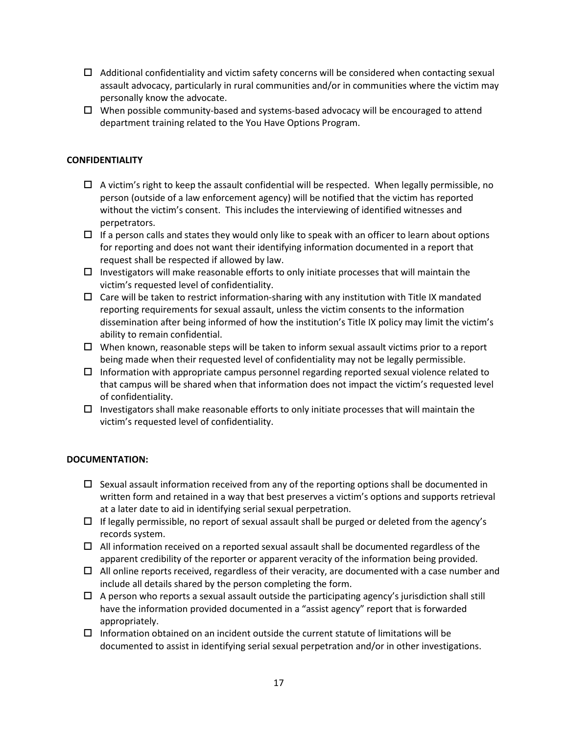- ☐ Additional confidentiality and victim safety concerns will be considered when contacting sexual assault advocacy, particularly in rural communities and/or in communities where the victim may personally know the advocate.
- ☐ When possible community-based and systems-based advocacy will be encouraged to attend department training related to the You Have Options Program.

**CONFIDENTIALITY**

- ☐ A victim's right to keep the assault confidential will be respected. When legally permissible, no person (outside of a law enforcement agency) will be notified that the victim has reported without the victim's consent. This includes the interviewing of identified witnesses and perpetrators.
- ☐ If a person calls and states they would only like to speak with an officer to learn about options for reporting and does not want their identifying information documented in a report that request shall be respected if allowed by law.
- ☐ Investigators will make reasonable efforts to only initiate processes that will maintain the victim's requested level of confidentiality.
- ☐ Care will be taken to restrict information-sharing with any institution with Title IX mandated reporting requirements for sexual assault, unless the victim consents to the information dissemination after being informed of how the institution's Title IX policy may limit the victim's ability to remain confidential.
- ☐ When known, reasonable steps will be taken to inform sexual assault victims prior to a report being made when their requested level of confidentiality may not be legally permissible.
- ☐ Information with appropriate campus personnel regarding reported sexual violence related to that campus will be shared when that information does not impact the victim's requested level of confidentiality.
- ☐ Investigators shall make reasonable efforts to only initiate processes that will maintain the victim's requested level of confidentiality.

**DOCUMENTATION:**

- ☐ Sexual assault information received from any of the reporting options shall be documented in written form and retained in a way that best preserves a victim's options and supports retrieval at a later date to aid in identifying serial sexual perpetration.
- ☐ If legally permissible, no report of sexual assault shall be purged or deleted from the agency's records system.
- ☐ All information received on a reported sexual assault shall be documented regardless of the apparent credibility of the reporter or apparent veracity of the information being provided.
- ☐ All online reports received, regardless of their veracity, are documented with a case number and include all details shared by the person completing the form.
- ☐ A person who reports a sexual assault outside the participating agency's jurisdiction shall still have the information provided documented in a "assist agency" report that is forwarded appropriately.
- ☐ Information obtained on an incident outside the current statute of limitations will be documented to assist in identifying serial sexual perpetration and/or in other investigations.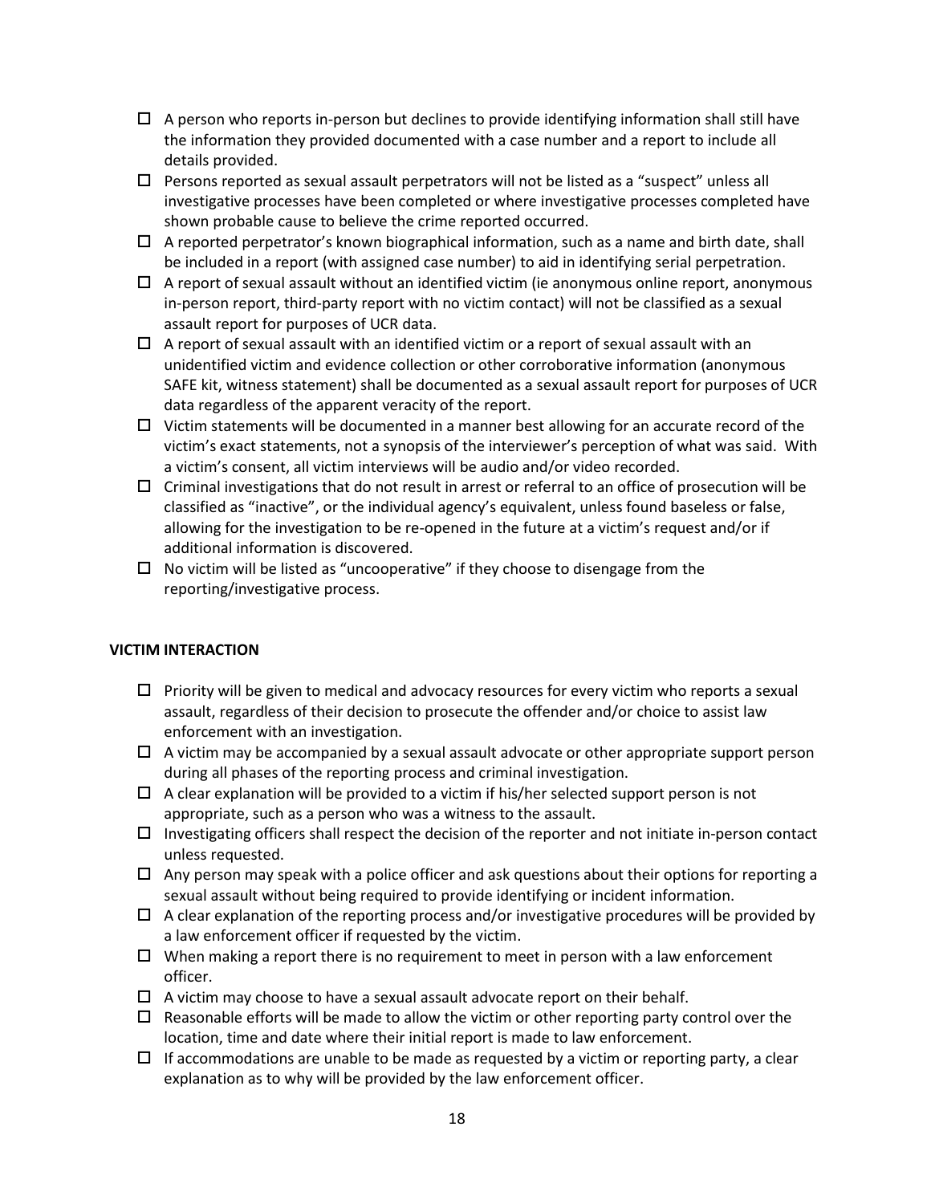- ☐ A person who reports in-person but declines to provide identifying information shall still have the information they provided documented with a case number and a report to include all details provided.
- ☐ Persons reported as sexual assault perpetrators will not be listed as a "suspect" unless all investigative processes have been completed or where investigative processes completed have shown probable cause to believe the crime reported occurred.
- ☐ A reported perpetrator's known biographical information, such as a name and birth date, shall be included in a report (with assigned case number) to aid in identifying serial perpetration.
- ☐ A report of sexual assault without an identified victim (ie anonymous online report, anonymous in-person report, third-party report with no victim contact) will not be classified as a sexual assault report for purposes of UCR data.
- ☐ A report of sexual assault with an identified victim or a report of sexual assault with an unidentified victim and evidence collection or other corroborative information (anonymous SAFE kit, witness statement) shall be documented as a sexual assault report for purposes of UCR data regardless of the apparent veracity of the report.
- ☐ Victim statements will be documented in a manner best allowing for an accurate record of the victim's exact statements, not a synopsis of the interviewer's perception of what was said. With a victim's consent, all victim interviews will be audio and/or video recorded.
- ☐ Criminal investigations that do not result in arrest or referral to an office of prosecution will be classified as "inactive", or the individual agency's equivalent, unless found baseless or false, allowing for the investigation to be re-opened in the future at a victim's request and/or if additional information is discovered.
- ☐ No victim will be listed as "uncooperative" if they choose to disengage from the reporting/investigative process.

**VICTIM INTERACTION**

- ☐ Priority will be given to medical and advocacy resources for every victim who reports a sexual assault, regardless of their decision to prosecute the offender and/or choice to assist law enforcement with an investigation.
- ☐ A victim may be accompanied by a sexual assault advocate or other appropriate support person during all phases of the reporting process and criminal investigation.
- ☐ A clear explanation will be provided to a victim if his/her selected support person is not appropriate, such as a person who was a witness to the assault.
- ☐ Investigating officers shall respect the decision of the reporter and not initiate in-person contact unless requested.
- ☐ Any person may speak with a police officer and ask questions about their options for reporting a sexual assault without being required to provide identifying or incident information.
- ☐ A clear explanation of the reporting process and/or investigative procedures will be provided by a law enforcement officer if requested by the victim.
- ☐ When making a report there is no requirement to meet in person with a law enforcement officer.
- ☐ A victim may choose to have a sexual assault advocate report on their behalf.
- ☐ Reasonable efforts will be made to allow the victim or other reporting party control over the location, time and date where their initial report is made to law enforcement.
- ☐ If accommodations are unable to be made as requested by a victim or reporting party, a clear explanation as to why will be provided by the law enforcement officer.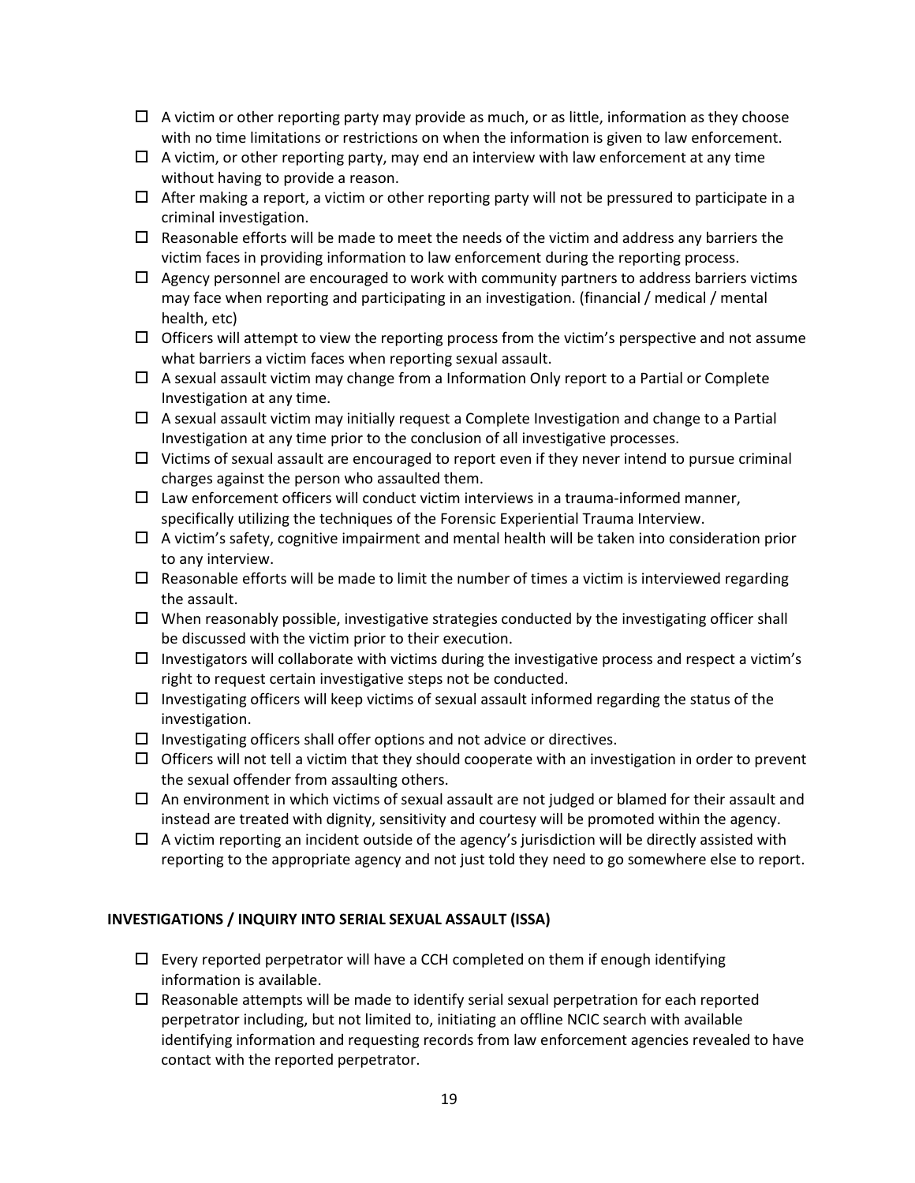- ☐ A victim or other reporting party may provide as much, or as little, information as they choose with no time limitations or restrictions on when the information is given to law enforcement.
- ☐ A victim, or other reporting party, may end an interview with law enforcement at any time without having to provide a reason.
- ☐ After making a report, a victim or other reporting party will not be pressured to participate in a criminal investigation.
- ☐ Reasonable efforts will be made to meet the needs of the victim and address any barriers the victim faces in providing information to law enforcement during the reporting process.
- ☐ Agency personnel are encouraged to work with community partners to address barriers victims may face when reporting and participating in an investigation. (financial / medical / mental health, etc)
- ☐ Officers will attempt to view the reporting process from the victim's perspective and not assume what barriers a victim faces when reporting sexual assault.
- ☐ A sexual assault victim may change from a Information Only report to a Partial or Complete Investigation at any time.
- ☐ A sexual assault victim may initially request a Complete Investigation and change to a Partial Investigation at any time prior to the conclusion of all investigative processes.
- ☐ Victims of sexual assault are encouraged to report even if they never intend to pursue criminal charges against the person who assaulted them.
- ☐ Law enforcement officers will conduct victim interviews in a trauma-informed manner, specifically utilizing the techniques of the Forensic Experiential Trauma Interview.
- ☐ A victim's safety, cognitive impairment and mental health will be taken into consideration prior to any interview.
- ☐ Reasonable efforts will be made to limit the number of times a victim is interviewed regarding the assault.
- ☐ When reasonably possible, investigative strategies conducted by the investigating officer shall be discussed with the victim prior to their execution.
- ☐ Investigators will collaborate with victims during the investigative process and respect a victim's right to request certain investigative steps not be conducted.
- ☐ Investigating officers will keep victims of sexual assault informed regarding the status of the investigation.
- ☐ Investigating officers shall offer options and not advice or directives.
- ☐ Officers will not tell a victim that they should cooperate with an investigation in order to prevent the sexual offender from assaulting others.
- ☐ An environment in which victims of sexual assault are not judged or blamed for their assault and instead are treated with dignity, sensitivity and courtesy will be promoted within the agency.
- ☐ A victim reporting an incident outside of the agency's jurisdiction will be directly assisted with reporting to the appropriate agency and not just told they need to go somewhere else to report.

**INVESTIGATIONS / INQUIRY INTO SERIAL SEXUAL ASSAULT (ISSA)**

- ☐ Every reported perpetrator will have a CCH completed on them if enough identifying information is available.
- ☐ Reasonable attempts will be made to identify serial sexual perpetration for each reported perpetrator including, but not limited to, initiating an offline NCIC search with available identifying information and requesting records from law enforcement agencies revealed to have contact with the reported perpetrator.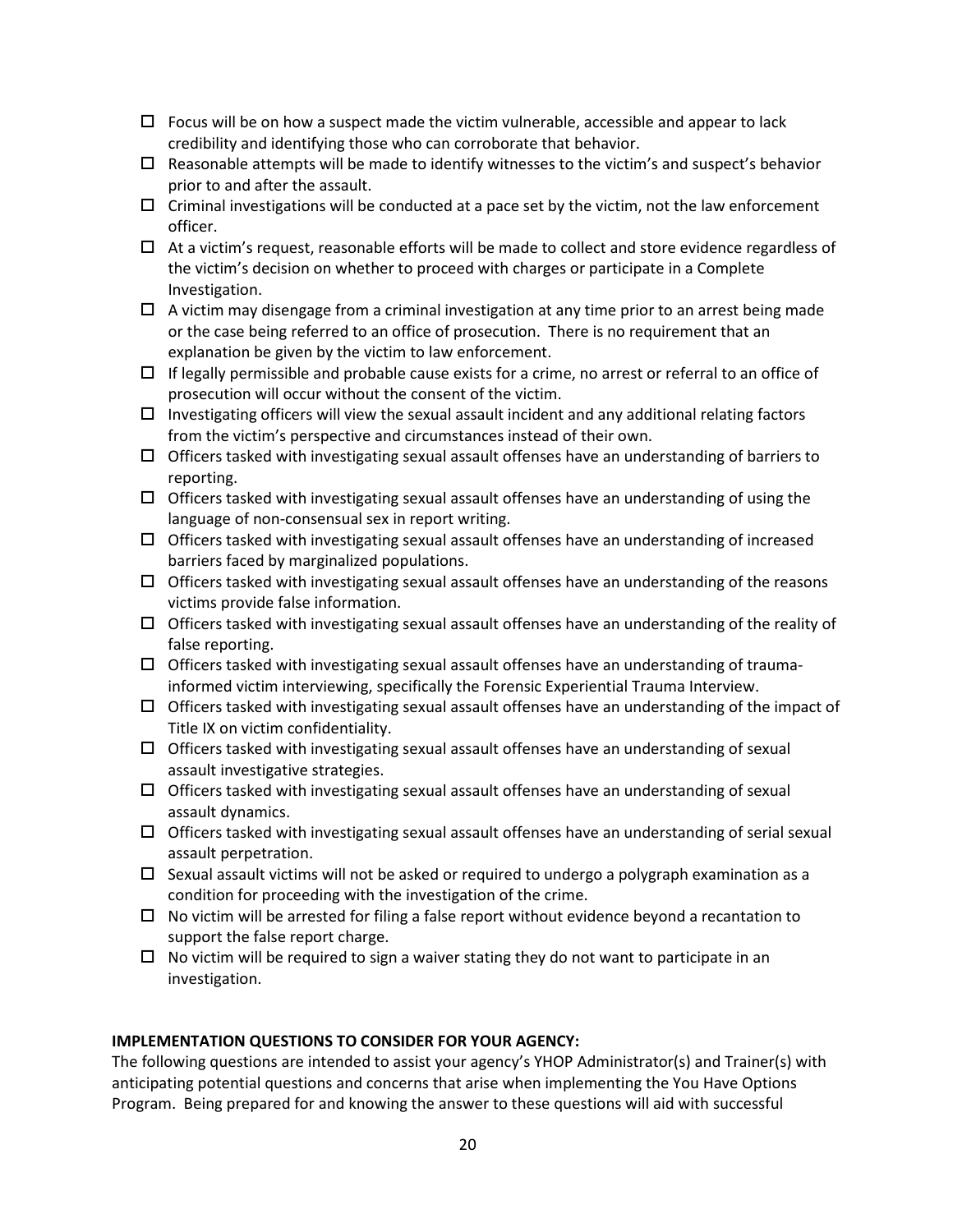- ☐ Focus will be on how a suspect made the victim vulnerable, accessible and appear to lack credibility and identifying those who can corroborate that behavior.
- ☐ Reasonable attempts will be made to identify witnesses to the victim's and suspect's behavior prior to and after the assault.
- ☐ Criminal investigations will be conducted at a pace set by the victim, not the law enforcement officer.
- ☐ At a victim's request, reasonable efforts will be made to collect and store evidence regardless of the victim's decision on whether to proceed with charges or participate in a Complete Investigation.
- ☐ A victim may disengage from a criminal investigation at any time prior to an arrest being made or the case being referred to an office of prosecution. There is no requirement that an explanation be given by the victim to law enforcement.
- ☐ If legally permissible and probable cause exists for a crime, no arrest or referral to an office of prosecution will occur without the consent of the victim.
- ☐ Investigating officers will view the sexual assault incident and any additional relating factors from the victim's perspective and circumstances instead of their own.
- ☐ Officers tasked with investigating sexual assault offenses have an understanding of barriers to reporting.
- ☐ Officers tasked with investigating sexual assault offenses have an understanding of using the language of non-consensual sex in report writing.
- ☐ Officers tasked with investigating sexual assault offenses have an understanding of increased barriers faced by marginalized populations.
- ☐ Officers tasked with investigating sexual assault offenses have an understanding of the reasons victims provide false information.
- ☐ Officers tasked with investigating sexual assault offenses have an understanding of the reality of false reporting.
- ☐ Officers tasked with investigating sexual assault offenses have an understanding of trauma-informed victim interviewing, specifically the Forensic Experiential Trauma Interview.
- ☐ Officers tasked with investigating sexual assault offenses have an understanding of the impact of Title IX on victim confidentiality.
- ☐ Officers tasked with investigating sexual assault offenses have an understanding of sexual assault investigative strategies.
- ☐ Officers tasked with investigating sexual assault offenses have an understanding of sexual assault dynamics.
- ☐ Officers tasked with investigating sexual assault offenses have an understanding of serial sexual assault perpetration.
- ☐ Sexual assault victims will not be asked or required to undergo a polygraph examination as a condition for proceeding with the investigation of the crime.
- ☐ No victim will be arrested for filing a false report without evidence beyond a recantation to support the false report charge.
- ☐ No victim will be required to sign a waiver stating they do not want to participate in an investigation.

**IMPLEMENTATION QUESTIONS TO CONSIDER FOR YOUR AGENCY:**

The following questions are intended to assist your agency's YHOP Administrator(s) and Trainer(s) with anticipating potential questions and concerns that arise when implementing the You Have Options Program. Being prepared for and knowing the answer to these questions will aid with successful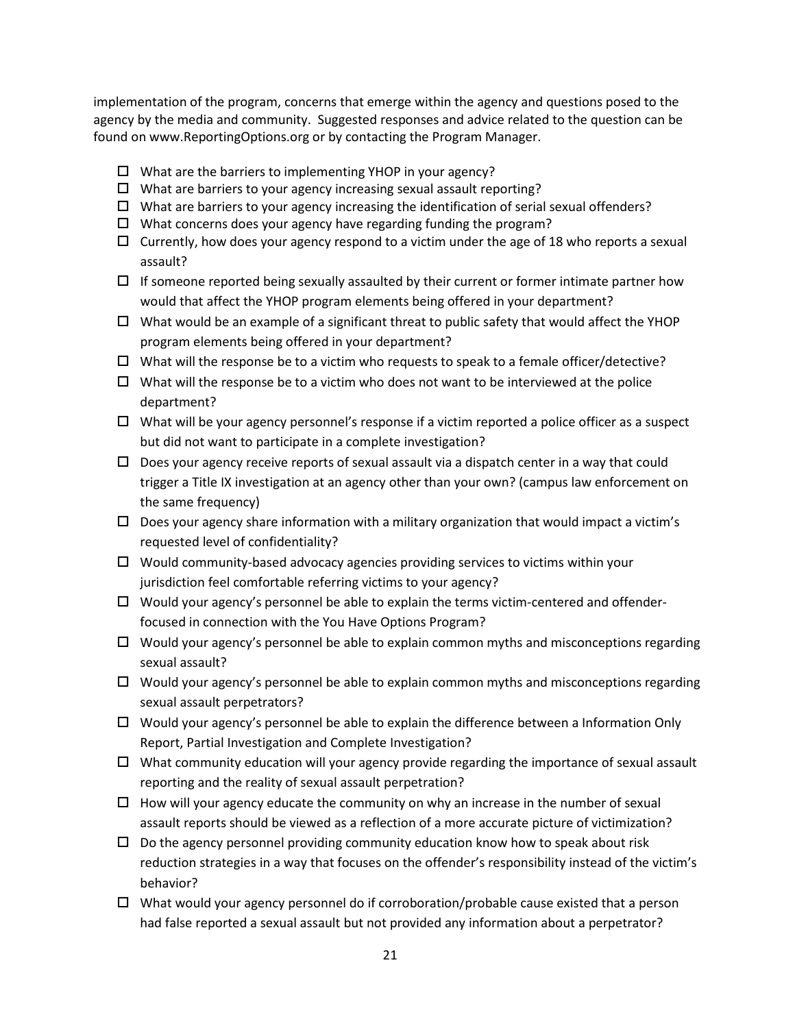implementation of the program, concerns that emerge within the agency and questions posed to the agency by the media and community. Suggested responses and advice related to the question can be found on www.ReportingOptions.org or by contacting the Program Manager.

- ☐ What are the barriers to implementing YHOP in your agency?
- ☐ What are barriers to your agency increasing sexual assault reporting?
- ☐ What are barriers to your agency increasing the identification of serial sexual offenders?
- ☐ What concerns does your agency have regarding funding the program?
- ☐ Currently, how does your agency respond to a victim under the age of 18 who reports a sexual assault?
- ☐ If someone reported being sexually assaulted by their current or former intimate partner how would that affect the YHOP program elements being offered in your department?
- ☐ What would be an example of a significant threat to public safety that would affect the YHOP program elements being offered in your department?
- ☐ What will the response be to a victim who requests to speak to a female officer/detective?
- ☐ What will the response be to a victim who does not want to be interviewed at the police department?
- ☐ What will be your agency personnel's response if a victim reported a police officer as a suspect but did not want to participate in a complete investigation?
- ☐ Does your agency receive reports of sexual assault via a dispatch center in a way that could trigger a Title IX investigation at an agency other than your own? (campus law enforcement on the same frequency)
- ☐ Does your agency share information with a military organization that would impact a victim's requested level of confidentiality?
- ☐ Would community-based advocacy agencies providing services to victims within your jurisdiction feel comfortable referring victims to your agency?
- ☐ Would your agency's personnel be able to explain the terms victim-centered and offender-focused in connection with the You Have Options Program?
- ☐ Would your agency's personnel be able to explain common myths and misconceptions regarding sexual assault?
- ☐ Would your agency's personnel be able to explain common myths and misconceptions regarding sexual assault perpetrators?
- ☐ Would your agency's personnel be able to explain the difference between a Information Only Report, Partial Investigation and Complete Investigation?
- ☐ What community education will your agency provide regarding the importance of sexual assault reporting and the reality of sexual assault perpetration?
- ☐ How will your agency educate the community on why an increase in the number of sexual assault reports should be viewed as a reflection of a more accurate picture of victimization?
- ☐ Do the agency personnel providing community education know how to speak about risk reduction strategies in a way that focuses on the offender's responsibility instead of the victim's behavior?
- ☐ What would your agency personnel do if corroboration/probable cause existed that a person had false reported a sexual assault but not provided any information about a perpetrator?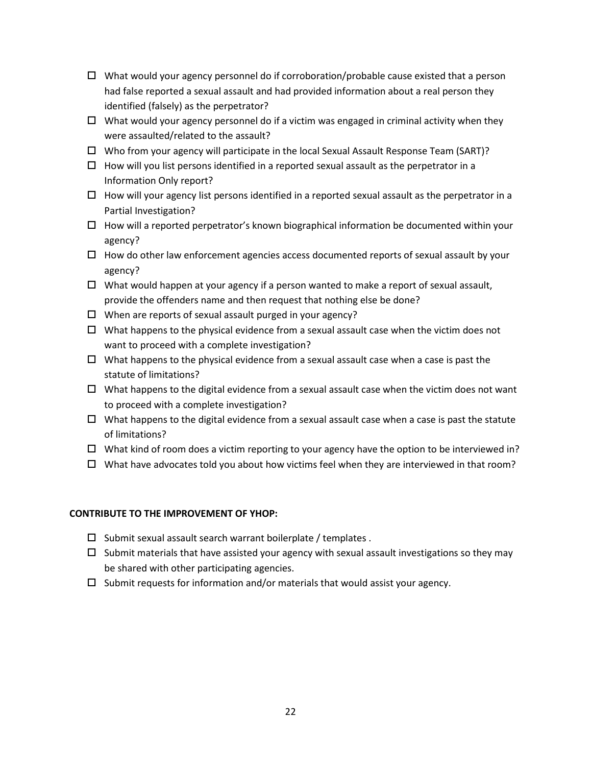- ☐ What would your agency personnel do if corroboration/probable cause existed that a person had false reported a sexual assault and had provided information about a real person they identified (falsely) as the perpetrator?
- ☐ What would your agency personnel do if a victim was engaged in criminal activity when they were assaulted/related to the assault?
- ☐ Who from your agency will participate in the local Sexual Assault Response Team (SART)?
- ☐ How will you list persons identified in a reported sexual assault as the perpetrator in a Information Only report?
- ☐ How will your agency list persons identified in a reported sexual assault as the perpetrator in a Partial Investigation?
- ☐ How will a reported perpetrator's known biographical information be documented within your agency?
- ☐ How do other law enforcement agencies access documented reports of sexual assault by your agency?
- ☐ What would happen at your agency if a person wanted to make a report of sexual assault, provide the offenders name and then request that nothing else be done?
- ☐ When are reports of sexual assault purged in your agency?
- ☐ What happens to the physical evidence from a sexual assault case when the victim does not want to proceed with a complete investigation?
- ☐ What happens to the physical evidence from a sexual assault case when a case is past the statute of limitations?
- ☐ What happens to the digital evidence from a sexual assault case when the victim does not want to proceed with a complete investigation?
- ☐ What happens to the digital evidence from a sexual assault case when a case is past the statute of limitations?
- ☐ What kind of room does a victim reporting to your agency have the option to be interviewed in?
- ☐ What have advocates told you about how victims feel when they are interviewed in that room?

**CONTRIBUTE TO THE IMPROVEMENT OF YHOP:**

- ☐ Submit sexual assault search warrant boilerplate / templates .
- ☐ Submit materials that have assisted your agency with sexual assault investigations so they may be shared with other participating agencies.
- ☐ Submit requests for information and/or materials that would assist your agency.